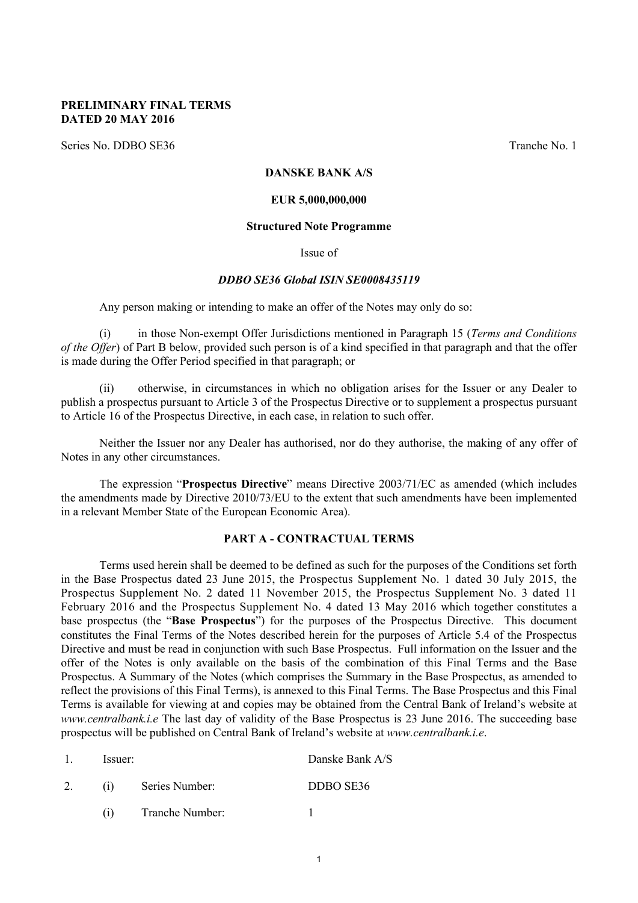**PRELIMINARY FINAL TERMS**
**DATED 20 MAY 2016**

Series No. DDBO SE36 Tranche No. 1

**DANSKE BANK A/S**

**EUR 5,000,000,000**

**Structured Note Programme**

Issue of

***DDBO SE36 Global ISIN SE0008435119***

Any person making or intending to make an offer of the Notes may only do so:

(i) in those Non-exempt Offer Jurisdictions mentioned in Paragraph 15 (*Terms and Conditions of the Offer*) of Part B below, provided such person is of a kind specified in that paragraph and that the offer is made during the Offer Period specified in that paragraph; or

(ii) otherwise, in circumstances in which no obligation arises for the Issuer or any Dealer to publish a prospectus pursuant to Article 3 of the Prospectus Directive or to supplement a prospectus pursuant to Article 16 of the Prospectus Directive, in each case, in relation to such offer.

Neither the Issuer nor any Dealer has authorised, nor do they authorise, the making of any offer of Notes in any other circumstances.

The expression "**Prospectus Directive**" means Directive 2003/71/EC as amended (which includes the amendments made by Directive 2010/73/EU to the extent that such amendments have been implemented in a relevant Member State of the European Economic Area).

## PART A - CONTRACTUAL TERMS

Terms used herein shall be deemed to be defined as such for the purposes of the Conditions set forth in the Base Prospectus dated 23 June 2015, the Prospectus Supplement No. 1 dated 30 July 2015, the Prospectus Supplement No. 2 dated 11 November 2015, the Prospectus Supplement No. 3 dated 11 February 2016 and the Prospectus Supplement No. 4 dated 13 May 2016 which together constitutes a base prospectus (the "**Base Prospectus**") for the purposes of the Prospectus Directive. This document constitutes the Final Terms of the Notes described herein for the purposes of Article 5.4 of the Prospectus Directive and must be read in conjunction with such Base Prospectus. Full information on the Issuer and the offer of the Notes is only available on the basis of the combination of this Final Terms and the Base Prospectus. A Summary of the Notes (which comprises the Summary in the Base Prospectus, as amended to reflect the provisions of this Final Terms), is annexed to this Final Terms. The Base Prospectus and this Final Terms is available for viewing at and copies may be obtained from the Central Bank of Ireland's website at *www.centralbank.i.e* The last day of validity of the Base Prospectus is 23 June 2016. The succeeding base prospectus will be published on Central Bank of Ireland's website at *www.centralbank.i.e*.

| | | | |
|---|---|---|---|
| 1. | Issuer: | | Danske Bank A/S |
| 2. | (i) | Series Number: | DDBO SE36 |
| | (i) | Tranche Number: | 1 |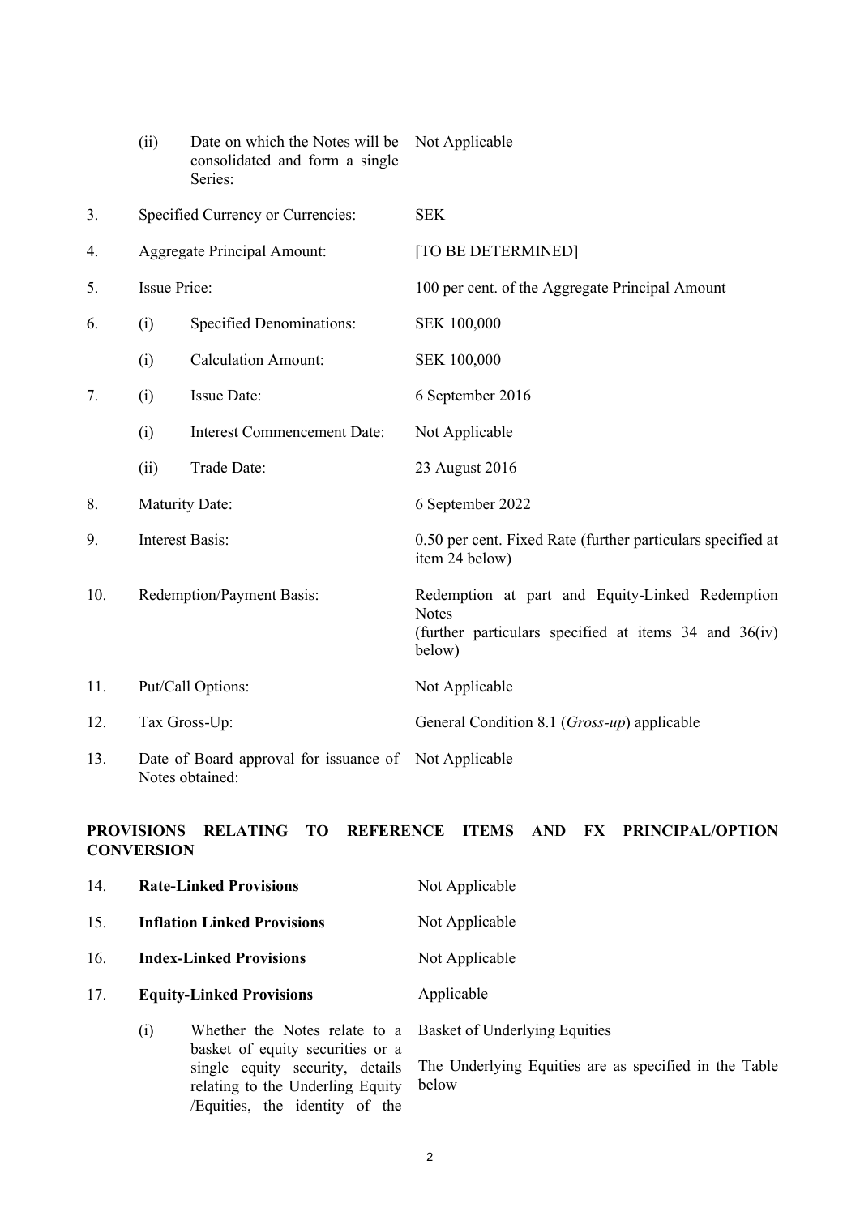| | | | |
|---|---|---|---|
| | (ii) | Date on which the Notes will be consolidated and form a single Series: | Not Applicable |
| 3. | Specified Currency or Currencies: | | SEK |
| 4. | Aggregate Principal Amount: | | [TO BE DETERMINED] |
| 5. | Issue Price: | | 100 per cent. of the Aggregate Principal Amount |
| 6. | (i) | Specified Denominations: | SEK 100,000 |
| | (i) | Calculation Amount: | SEK 100,000 |
| 7. | (i) | Issue Date: | 6 September 2016 |
| | (i) | Interest Commencement Date: | Not Applicable |
| | (ii) | Trade Date: | 23 August 2016 |
| 8. | Maturity Date: | | 6 September 2022 |
| 9. | Interest Basis: | | 0.50 per cent. Fixed Rate (further particulars specified at item 24 below) |
| 10. | Redemption/Payment Basis: | | Redemption at part and Equity-Linked Redemption Notes<br>(further particulars specified at items 34 and 36(iv) below) |
| 11. | Put/Call Options: | | Not Applicable |
| 12. | Tax Gross-Up: | | General Condition 8.1 (*Gross-up*) applicable |
| 13. | Date of Board approval for issuance of Notes obtained: | | Not Applicable |

**PROVISIONS RELATING TO REFERENCE ITEMS AND FX PRINCIPAL/OPTION CONVERSION**

| | | | |
|---|---|---|---|
| 14. | **Rate-Linked Provisions** | | Not Applicable |
| 15. | **Inflation Linked Provisions** | | Not Applicable |
| 16. | **Index-Linked Provisions** | | Not Applicable |
| 17. | **Equity-Linked Provisions** | | Applicable |
| | (i) | Whether the Notes relate to a basket of equity securities or a single equity security, details relating to the Underling Equity /Equities, the identity of the | Basket of Underlying Equities<br><br>The Underlying Equities are as specified in the Table below |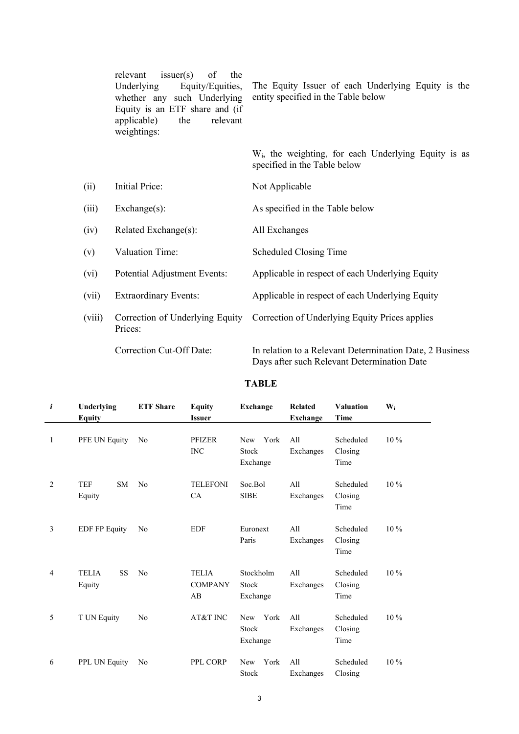| | | |
|---|---|---|
| | relevant issuer(s) of the Underlying Equity/Equities, whether any such Underlying Equity is an ETF share and (if applicable) the relevant weightings: | The Equity Issuer of each Underlying Equity is the entity specified in the Table below<br><br>$W_i$, the weighting, for each Underlying Equity is as specified in the Table below |
| (ii) | Initial Price: | Not Applicable |
| (iii) | Exchange(s): | As specified in the Table below |
| (iv) | Related Exchange(s): | All Exchanges |
| (v) | Valuation Time: | Scheduled Closing Time |
| (vi) | Potential Adjustment Events: | Applicable in respect of each Underlying Equity |
| (vii) | Extraordinary Events: | Applicable in respect of each Underlying Equity |
| (viii) | Correction of Underlying Equity Prices: | Correction of Underlying Equity Prices applies |
| | Correction Cut-Off Date: | In relation to a Relevant Determination Date, 2 Business Days after such Relevant Determination Date |

**TABLE**

| *i* | Underlying Equity | ETF Share | Equity Issuer | Exchange | Related Exchange | Valuation Time | $W_i$ |
|---|---|---|---|---|---|---|---|
| 1 | PFE UN Equity | No | PFIZER INC | New York Stock Exchange | All Exchanges | Scheduled Closing Time | 10 % |
| 2 | TEF SM Equity | No | TELEFONICA | Soc.Bol SIBE | All Exchanges | Scheduled Closing Time | 10 % |
| 3 | EDF FP Equity | No | EDF | Euronext Paris | All Exchanges | Scheduled Closing Time | 10 % |
| 4 | TELIA SS Equity | No | TELIA COMPANY AB | Stockholm Stock Exchange | All Exchanges | Scheduled Closing Time | 10 % |
| 5 | T UN Equity | No | AT&T INC | New York Stock Exchange | All Exchanges | Scheduled Closing Time | 10 % |
| 6 | PPL UN Equity | No | PPL CORP | New York Stock | All Exchanges | Scheduled Closing | 10 % |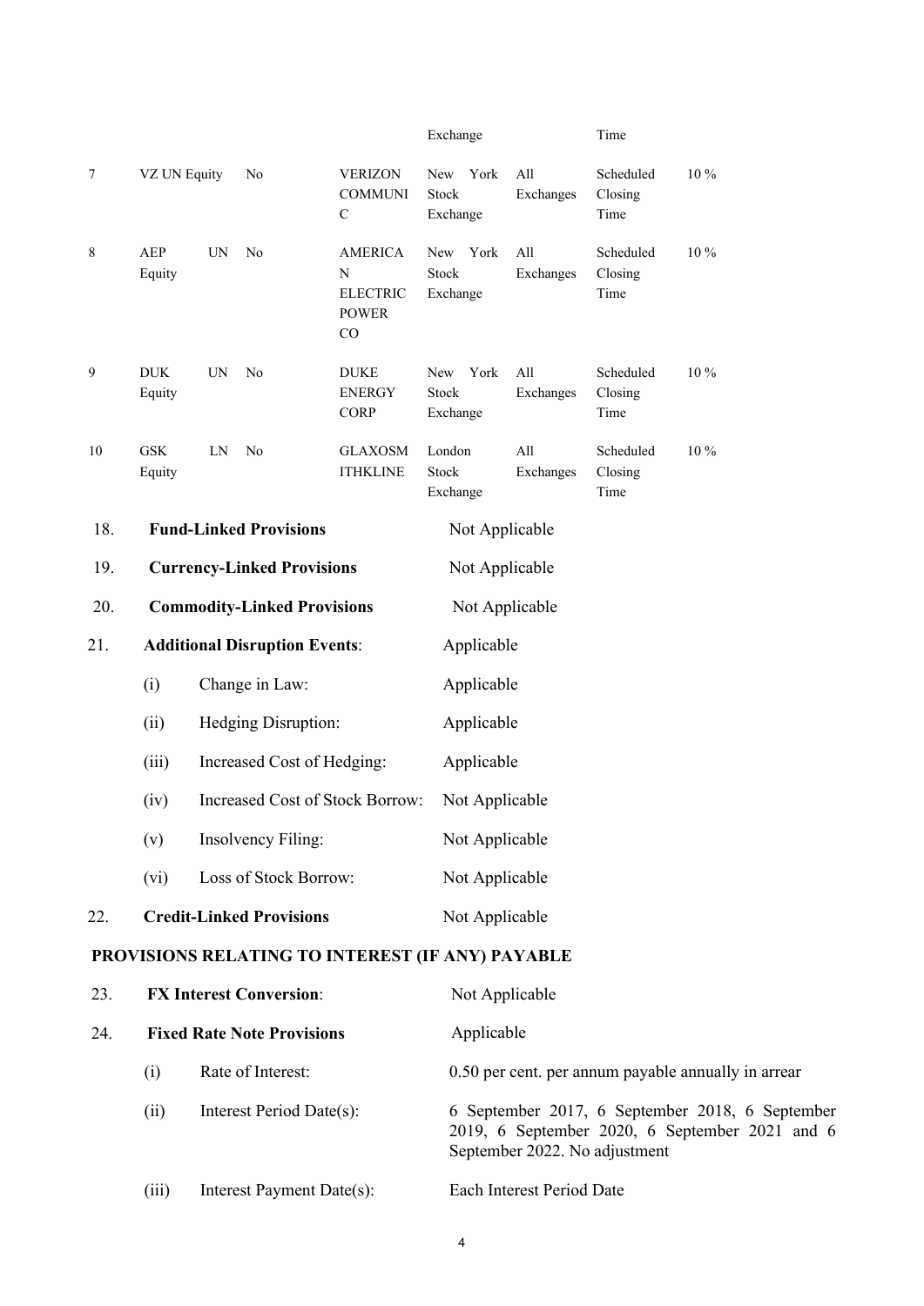| | | | | Exchange | | Time | |
|---|---|---|---|---|---|---|---|
| 7 | VZ UN Equity | No | VERIZON COMMUNI C | New York Stock Exchange | All Exchanges | Scheduled Closing Time | 10 % |
| 8 | AEP UN Equity | No | AMERICAN ELECTRIC POWER CO | New York Stock Exchange | All Exchanges | Scheduled Closing Time | 10 % |
| 9 | DUK UN Equity | No | DUKE ENERGY CORP | New York Stock Exchange | All Exchanges | Scheduled Closing Time | 10 % |
| 10 | GSK LN Equity | No | GLAXOSMITHKLINE | London Stock Exchange | All Exchanges | Scheduled Closing Time | 10 % |

18. **Fund-Linked Provisions** Not Applicable

19. **Currency-Linked Provisions** Not Applicable

20. **Commodity-Linked Provisions** Not Applicable

21. **Additional Disruption Events**: Applicable

    (i) Change in Law: Applicable

    (ii) Hedging Disruption: Applicable

    (iii) Increased Cost of Hedging: Applicable

    (iv) Increased Cost of Stock Borrow: Not Applicable

    (v) Insolvency Filing: Not Applicable

    (vi) Loss of Stock Borrow: Not Applicable

22. **Credit-Linked Provisions** Not Applicable

**PROVISIONS RELATING TO INTEREST (IF ANY) PAYABLE**

23. **FX Interest Conversion**: Not Applicable

24. **Fixed Rate Note Provisions** Applicable

    (i) Rate of Interest: 0.50 per cent. per annum payable annually in arrear

    (ii) Interest Period Date(s): 6 September 2017, 6 September 2018, 6 September 2019, 6 September 2020, 6 September 2021 and 6 September 2022. No adjustment

    (iii) Interest Payment Date(s): Each Interest Period Date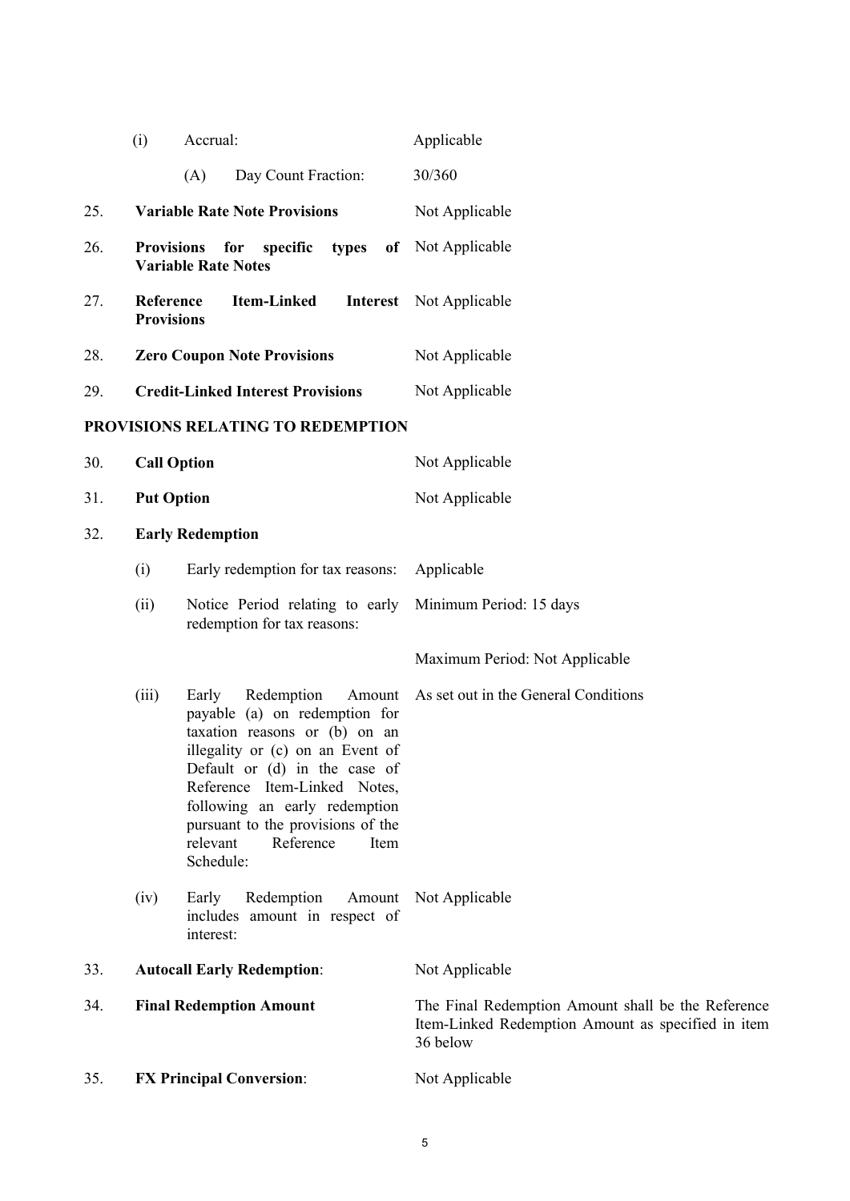| | | |
|---|---|---|
| | (i) Accrual: | Applicable |
| | (A) Day Count Fraction: | 30/360 |
| 25. | **Variable Rate Note Provisions** | Not Applicable |
| 26. | **Provisions for specific types of Variable Rate Notes** | Not Applicable |
| 27. | **Reference Item-Linked Interest Provisions** | Not Applicable |
| 28. | **Zero Coupon Note Provisions** | Not Applicable |
| 29. | **Credit-Linked Interest Provisions** | Not Applicable |

**PROVISIONS RELATING TO REDEMPTION**

| | | |
|---|---|---|
| 30. | **Call Option** | Not Applicable |
| 31. | **Put Option** | Not Applicable |
| 32. | **Early Redemption** | |
| | (i) Early redemption for tax reasons: | Applicable |
| | (ii) Notice Period relating to early redemption for tax reasons: | Minimum Period: 15 days<br><br>Maximum Period: Not Applicable |
| | (iii) Early Redemption Amount payable (a) on redemption for taxation reasons or (b) on an illegality or (c) on an Event of Default or (d) in the case of Reference Item-Linked Notes, following an early redemption pursuant to the provisions of the relevant Reference Item Schedule: | As set out in the General Conditions |
| | (iv) Early Redemption Amount includes amount in respect of interest: | Not Applicable |
| 33. | **Autocall Early Redemption**: | Not Applicable |
| 34. | **Final Redemption Amount** | The Final Redemption Amount shall be the Reference Item-Linked Redemption Amount as specified in item 36 below |
| 35. | **FX Principal Conversion**: | Not Applicable |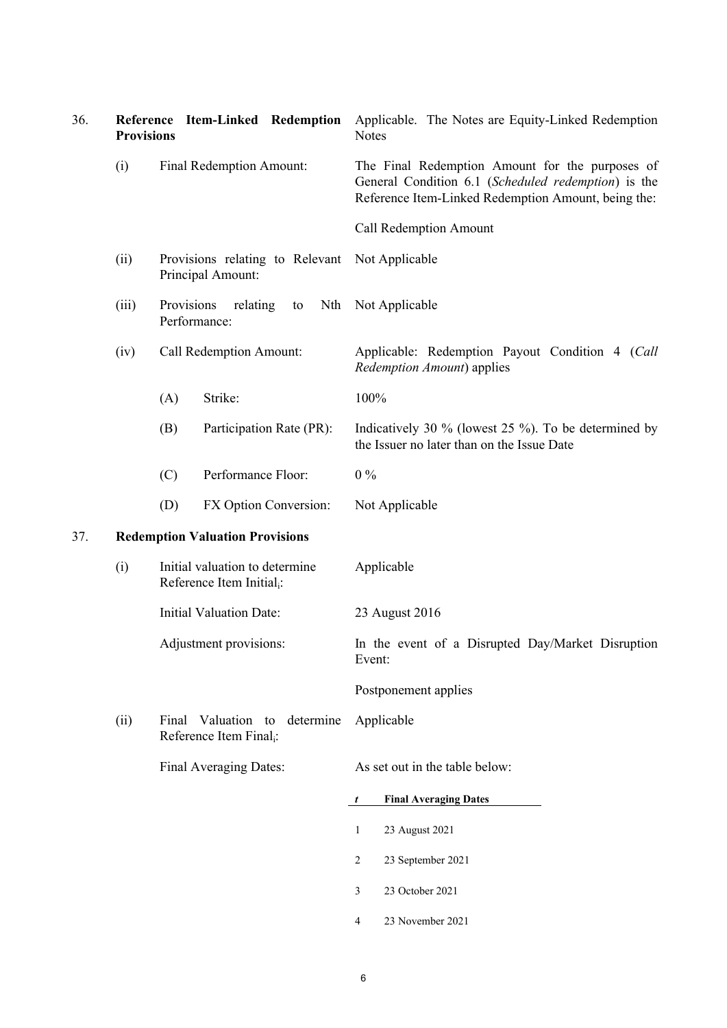| | | | |
|---|---|---|---|
| 36. | **Reference Item-Linked Redemption Provisions** | | Applicable. The Notes are Equity-Linked Redemption Notes |
| | (i) | Final Redemption Amount: | The Final Redemption Amount for the purposes of General Condition 6.1 (*Scheduled redemption*) is the Reference Item-Linked Redemption Amount, being the:<br><br>Call Redemption Amount |
| | (ii) | Provisions relating to Relevant Principal Amount: | Not Applicable |
| | (iii) | Provisions relating to Nth Performance: | Not Applicable |
| | (iv) | Call Redemption Amount: | Applicable: Redemption Payout Condition 4 (*Call Redemption Amount*) applies |
| | | (A) Strike: | 100% |
| | | (B) Participation Rate (PR): | Indicatively 30 % (lowest 25 %). To be determined by the Issuer no later than on the Issue Date |
| | | (C) Performance Floor: | 0 % |
| | | (D) FX Option Conversion: | Not Applicable |
| 37. | **Redemption Valuation Provisions** | | |
| | (i) | Initial valuation to determine Reference Item Initial$_i$: | Applicable |
| | | Initial Valuation Date: | 23 August 2016 |
| | | Adjustment provisions: | In the event of a Disrupted Day/Market Disruption Event:<br><br>Postponement applies |
| | (ii) | Final Valuation to determine Reference Item Final$_i$: | Applicable |
| | | Final Averaging Dates: | As set out in the table below: |

| *t* | **Final Averaging Dates** |
|---|---|
| 1 | 23 August 2021 |
| 2 | 23 September 2021 |
| 3 | 23 October 2021 |
| 4 | 23 November 2021 |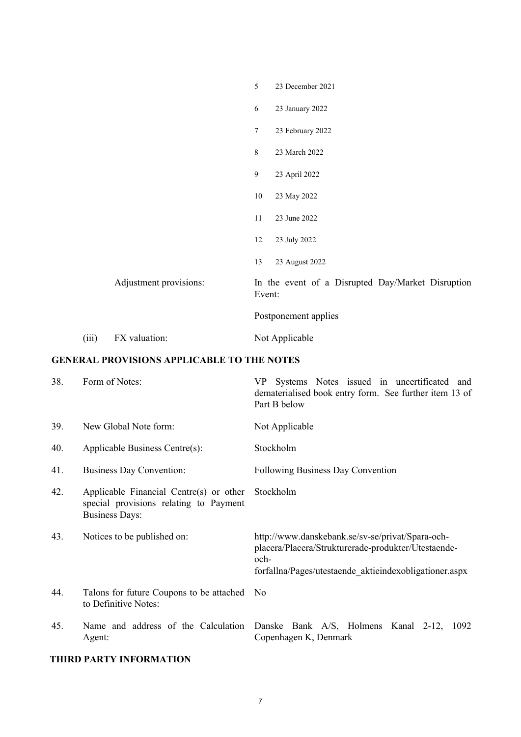| | | |
|---|---|---|
| | | 5 23 December 2021 |
| | | 6 23 January 2022 |
| | | 7 23 February 2022 |
| | | 8 23 March 2022 |
| | | 9 23 April 2022 |
| | | 10 23 May 2022 |
| | | 11 23 June 2022 |
| | | 12 23 July 2022 |
| | | 13 23 August 2022 |
| | Adjustment provisions: | In the event of a Disrupted Day/Market Disruption Event:<br><br>Postponement applies |
| (iii) | FX valuation: | Not Applicable |

## GENERAL PROVISIONS APPLICABLE TO THE NOTES

| | | |
|---|---|---|
| 38. | Form of Notes: | VP Systems Notes issued in uncertificated and dematerialised book entry form. See further item 13 of Part B below |
| 39. | New Global Note form: | Not Applicable |
| 40. | Applicable Business Centre(s): | Stockholm |
| 41. | Business Day Convention: | Following Business Day Convention |
| 42. | Applicable Financial Centre(s) or other special provisions relating to Payment Business Days: | Stockholm |
| 43. | Notices to be published on: | http://www.danskebank.se/sv-se/privat/Spara-och-placera/Placera/Strukturerade-produkter/Utestaende-och-forfallna/Pages/utestaende_aktieindexobligationer.aspx |
| 44. | Talons for future Coupons to be attached to Definitive Notes: | No |
| 45. | Name and address of the Calculation Agent: | Danske Bank A/S, Holmens Kanal 2-12, 1092 Copenhagen K, Denmark |

## THIRD PARTY INFORMATION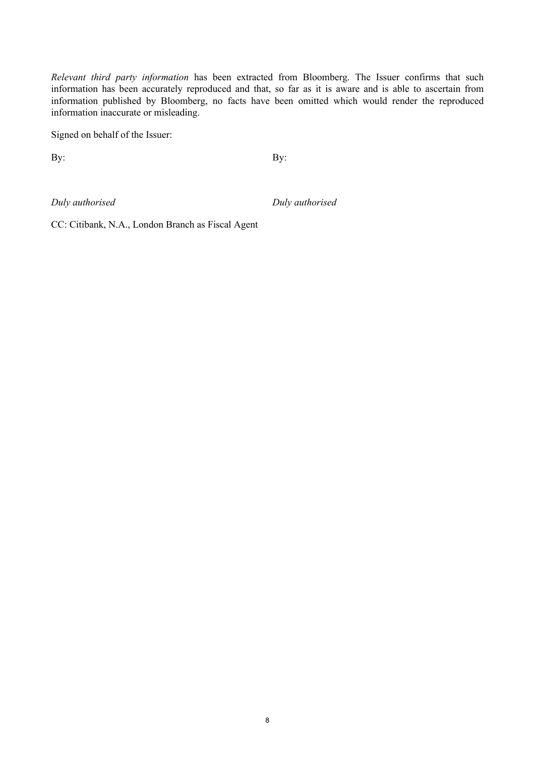*Relevant third party information* has been extracted from Bloomberg. The Issuer confirms that such information has been accurately reproduced and that, so far as it is aware and is able to ascertain from information published by Bloomberg, no facts have been omitted which would render the reproduced information inaccurate or misleading.

Signed on behalf of the Issuer:

| By: | By: |
|---|---|
| *Duly authorised* | *Duly authorised* |

CC: Citibank, N.A., London Branch as Fiscal Agent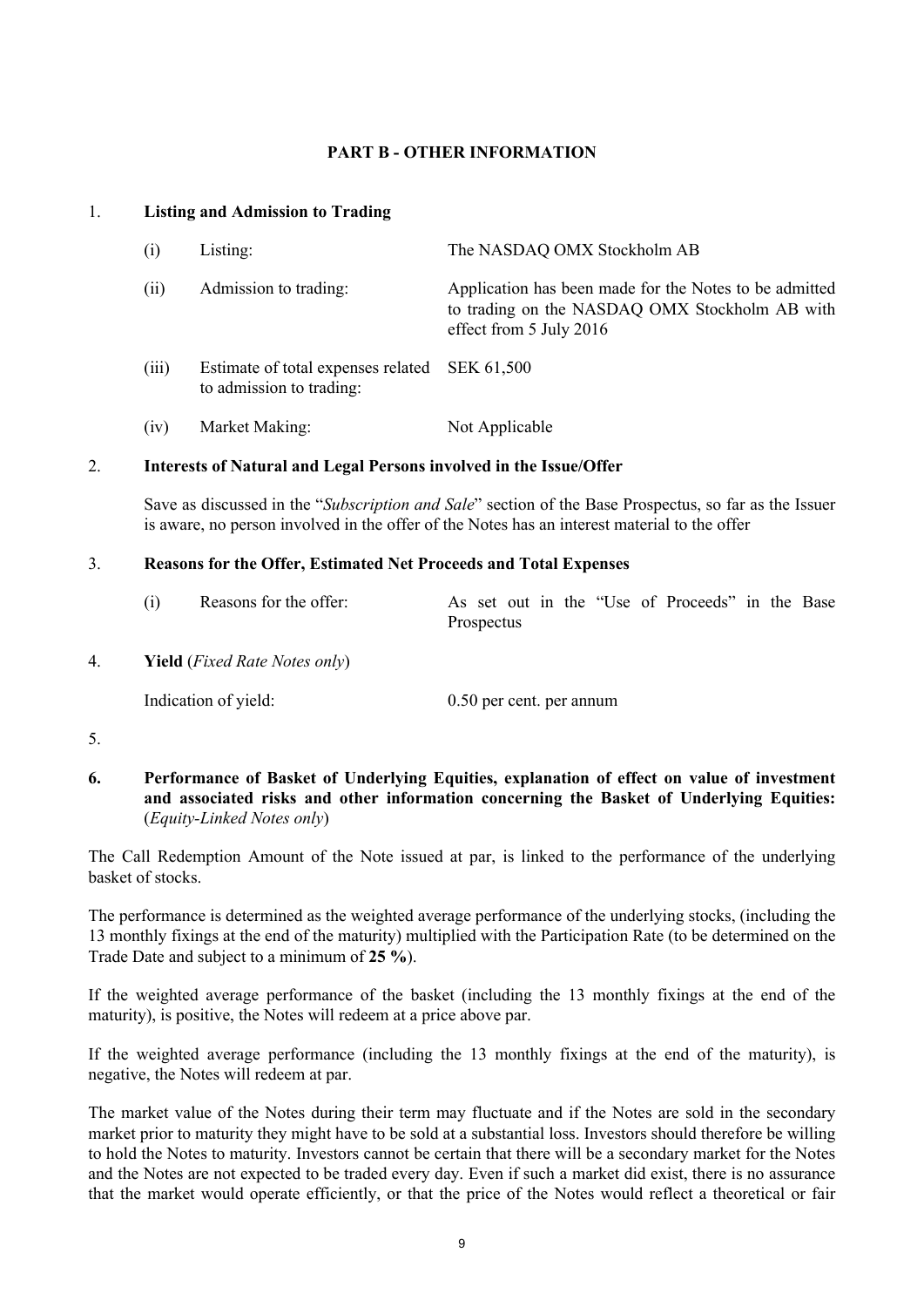## PART B - OTHER INFORMATION

1. **Listing and Admission to Trading**

| | | |
|---|---|---|
| (i) | Listing: | The NASDAQ OMX Stockholm AB |
| (ii) | Admission to trading: | Application has been made for the Notes to be admitted to trading on the NASDAQ OMX Stockholm AB with effect from 5 July 2016 |
| (iii) | Estimate of total expenses related to admission to trading: | SEK 61,500 |
| (iv) | Market Making: | Not Applicable |

2. **Interests of Natural and Legal Persons involved in the Issue/Offer**

   Save as discussed in the "*Subscription and Sale*" section of the Base Prospectus, so far as the Issuer is aware, no person involved in the offer of the Notes has an interest material to the offer

3. **Reasons for the Offer, Estimated Net Proceeds and Total Expenses**

| | | |
|---|---|---|
| (i) | Reasons for the offer: | As set out in the "Use of Proceeds" in the Base Prospectus |

4. **Yield** (*Fixed Rate Notes only*)

   Indication of yield: 0.50 per cent. per annum

5.

6. **Performance of Basket of Underlying Equities, explanation of effect on value of investment and associated risks and other information concerning the Basket of Underlying Equities:** (*Equity-Linked Notes only*)

The Call Redemption Amount of the Note issued at par, is linked to the performance of the underlying basket of stocks.

The performance is determined as the weighted average performance of the underlying stocks, (including the 13 monthly fixings at the end of the maturity) multiplied with the Participation Rate (to be determined on the Trade Date and subject to a minimum of **25 %**).

If the weighted average performance of the basket (including the 13 monthly fixings at the end of the maturity), is positive, the Notes will redeem at a price above par.

If the weighted average performance (including the 13 monthly fixings at the end of the maturity), is negative, the Notes will redeem at par.

The market value of the Notes during their term may fluctuate and if the Notes are sold in the secondary market prior to maturity they might have to be sold at a substantial loss. Investors should therefore be willing to hold the Notes to maturity. Investors cannot be certain that there will be a secondary market for the Notes and the Notes are not expected to be traded every day. Even if such a market did exist, there is no assurance that the market would operate efficiently, or that the price of the Notes would reflect a theoretical or fair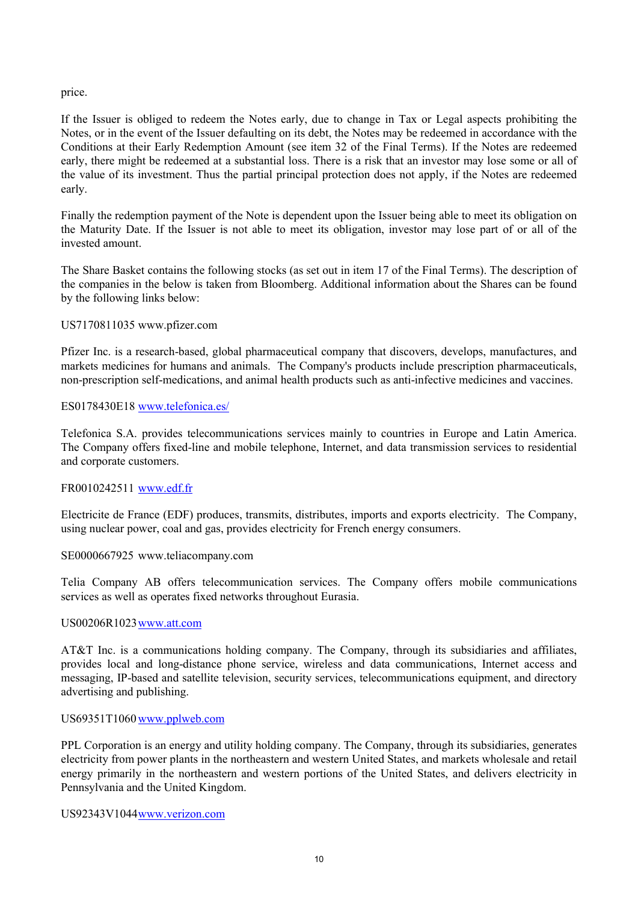price.

If the Issuer is obliged to redeem the Notes early, due to change in Tax or Legal aspects prohibiting the Notes, or in the event of the Issuer defaulting on its debt, the Notes may be redeemed in accordance with the Conditions at their Early Redemption Amount (see item 32 of the Final Terms). If the Notes are redeemed early, there might be redeemed at a substantial loss. There is a risk that an investor may lose some or all of the value of its investment. Thus the partial principal protection does not apply, if the Notes are redeemed early.

Finally the redemption payment of the Note is dependent upon the Issuer being able to meet its obligation on the Maturity Date. If the Issuer is not able to meet its obligation, investor may lose part of or all of the invested amount.

The Share Basket contains the following stocks (as set out in item 17 of the Final Terms). The description of the companies in the below is taken from Bloomberg. Additional information about the Shares can be found by the following links below:

US7170811035 www.pfizer.com

Pfizer Inc. is a research-based, global pharmaceutical company that discovers, develops, manufactures, and markets medicines for humans and animals. The Company's products include prescription pharmaceuticals, non-prescription self-medications, and animal health products such as anti-infective medicines and vaccines.

ES0178430E18 www.telefonica.es/

Telefonica S.A. provides telecommunications services mainly to countries in Europe and Latin America. The Company offers fixed-line and mobile telephone, Internet, and data transmission services to residential and corporate customers.

FR0010242511 www.edf.fr

Electricite de France (EDF) produces, transmits, distributes, imports and exports electricity. The Company, using nuclear power, coal and gas, provides electricity for French energy consumers.

SE0000667925 www.teliacompany.com

Telia Company AB offers telecommunication services. The Company offers mobile communications services as well as operates fixed networks throughout Eurasia.

US00206R1023 www.att.com

AT&T Inc. is a communications holding company. The Company, through its subsidiaries and affiliates, provides local and long-distance phone service, wireless and data communications, Internet access and messaging, IP-based and satellite television, security services, telecommunications equipment, and directory advertising and publishing.

US69351T1060 www.pplweb.com

PPL Corporation is an energy and utility holding company. The Company, through its subsidiaries, generates electricity from power plants in the northeastern and western United States, and markets wholesale and retail energy primarily in the northeastern and western portions of the United States, and delivers electricity in Pennsylvania and the United Kingdom.

US92343V1044 www.verizon.com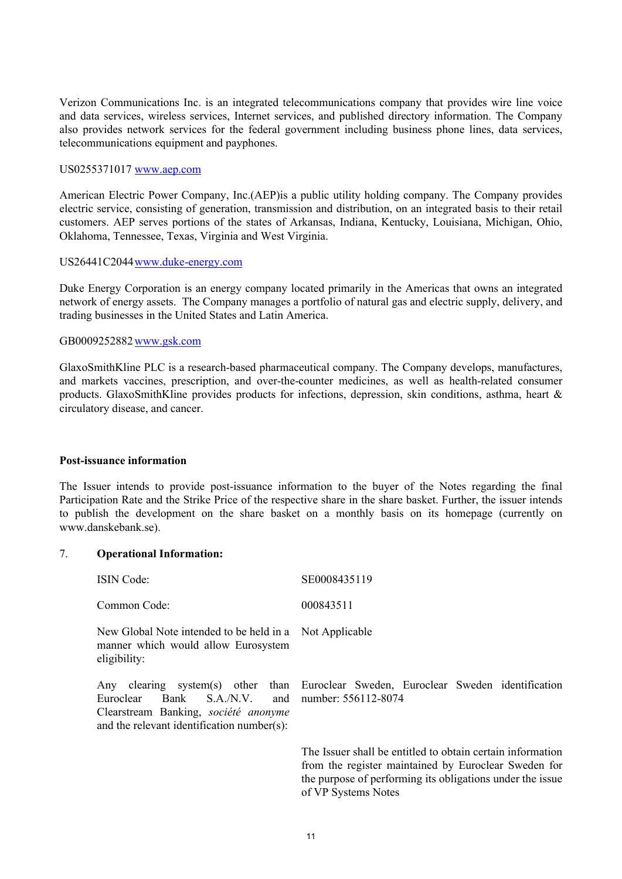Verizon Communications Inc. is an integrated telecommunications company that provides wire line voice and data services, wireless services, Internet services, and published directory information. The Company also provides network services for the federal government including business phone lines, data services, telecommunications equipment and payphones.

US0255371017 [www.aep.com](http://www.aep.com)

American Electric Power Company, Inc.(AEP)is a public utility holding company. The Company provides electric service, consisting of generation, transmission and distribution, on an integrated basis to their retail customers. AEP serves portions of the states of Arkansas, Indiana, Kentucky, Louisiana, Michigan, Ohio, Oklahoma, Tennessee, Texas, Virginia and West Virginia.

US26441C2044 [www.duke-energy.com](http://www.duke-energy.com)

Duke Energy Corporation is an energy company located primarily in the Americas that owns an integrated network of energy assets. The Company manages a portfolio of natural gas and electric supply, delivery, and trading businesses in the United States and Latin America.

GB0009252882 [www.gsk.com](http://www.gsk.com)

GlaxoSmithKline PLC is a research-based pharmaceutical company. The Company develops, manufactures, and markets vaccines, prescription, and over-the-counter medicines, as well as health-related consumer products. GlaxoSmithKline provides products for infections, depression, skin conditions, asthma, heart & circulatory disease, and cancer.

**Post-issuance information**

The Issuer intends to provide post-issuance information to the buyer of the Notes regarding the final Participation Rate and the Strike Price of the respective share in the share basket. Further, the issuer intends to publish the development on the share basket on a monthly basis on its homepage (currently on www.danskebank.se).

7. **Operational Information:**

| | |
|---|---|
| ISIN Code: | SE0008435119 |
| Common Code: | 000843511 |
| New Global Note intended to be held in a manner which would allow Eurosystem eligibility: | Not Applicable |
| Any clearing system(s) other than Euroclear Bank S.A./N.V. and Clearstream Banking, *société anonyme* and the relevant identification number(s): | Euroclear Sweden, Euroclear Sweden identification number: 556112-8074<br><br>The Issuer shall be entitled to obtain certain information from the register maintained by Euroclear Sweden for the purpose of performing its obligations under the issue of VP Systems Notes |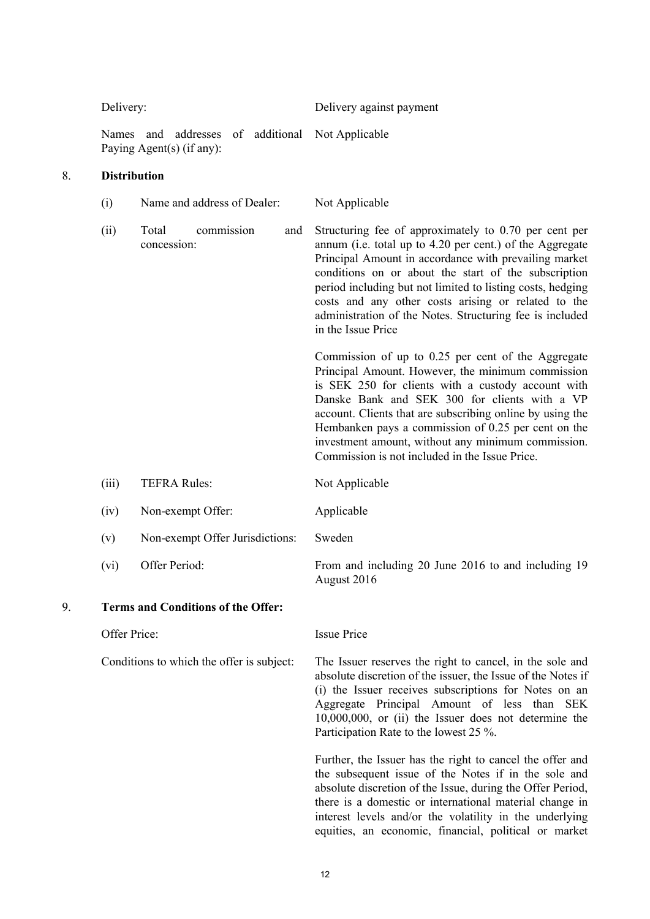| | | |
|---|---|---|
| Delivery: | | Delivery against payment |
| Names and addresses of additional Paying Agent(s) (if any): | | Not Applicable |

8. **Distribution**

| | | |
|---|---|---|
| (i) | Name and address of Dealer: | Not Applicable |
| (ii) | Total commission and concession: | Structuring fee of approximately to 0.70 per cent per annum (i.e. total up to 4.20 per cent.) of the Aggregate Principal Amount in accordance with prevailing market conditions on or about the start of the subscription period including but not limited to listing costs, hedging costs and any other costs arising or related to the administration of the Notes. Structuring fee is included in the Issue Price<br><br>Commission of up to 0.25 per cent of the Aggregate Principal Amount. However, the minimum commission is SEK 250 for clients with a custody account with Danske Bank and SEK 300 for clients with a VP account. Clients that are subscribing online by using the Hembanken pays a commission of 0.25 per cent on the investment amount, without any minimum commission. Commission is not included in the Issue Price. |
| (iii) | TEFRA Rules: | Not Applicable |
| (iv) | Non-exempt Offer: | Applicable |
| (v) | Non-exempt Offer Jurisdictions: | Sweden |
| (vi) | Offer Period: | From and including 20 June 2016 to and including 19 August 2016 |

9. **Terms and Conditions of the Offer:**

| | |
|---|---|
| Offer Price: | Issue Price |
| Conditions to which the offer is subject: | The Issuer reserves the right to cancel, in the sole and absolute discretion of the issuer, the Issue of the Notes if (i) the Issuer receives subscriptions for Notes on an Aggregate Principal Amount of less than SEK 10,000,000, or (ii) the Issuer does not determine the Participation Rate to the lowest 25 %.<br><br>Further, the Issuer has the right to cancel the offer and the subsequent issue of the Notes if in the sole and absolute discretion of the Issue, during the Offer Period, there is a domestic or international material change in interest levels and/or the volatility in the underlying equities, an economic, financial, political or market |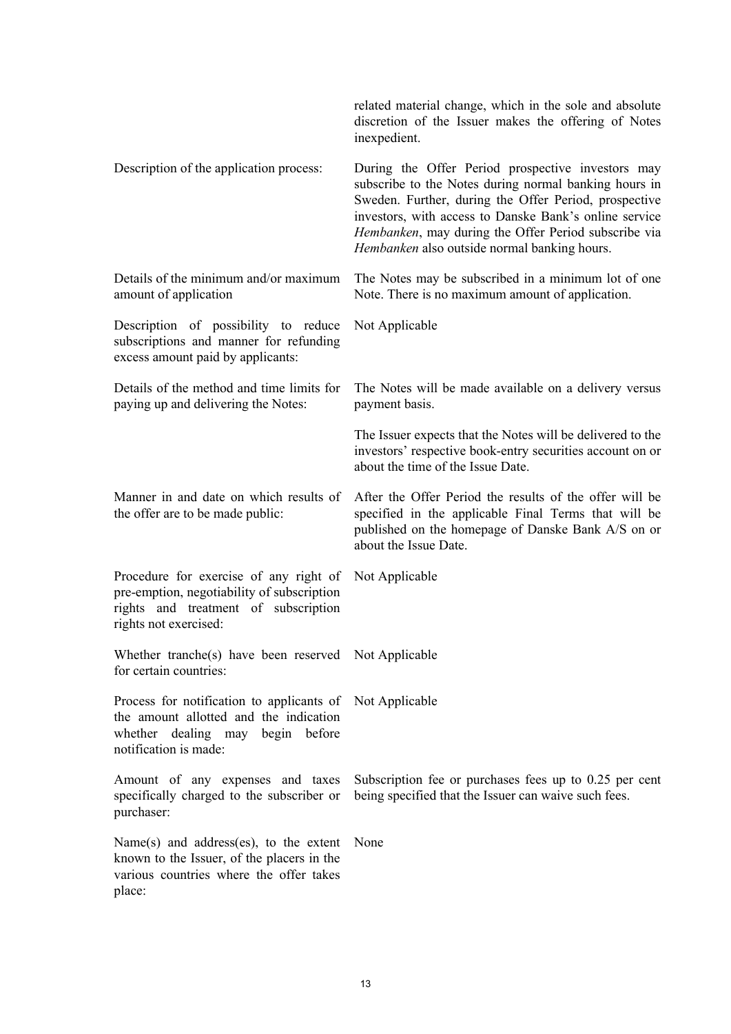| | |
|---|---|
| | related material change, which in the sole and absolute discretion of the Issuer makes the offering of Notes inexpedient. |
| Description of the application process: | During the Offer Period prospective investors may subscribe to the Notes during normal banking hours in Sweden. Further, during the Offer Period, prospective investors, with access to Danske Bank's online service *Hembanken*, may during the Offer Period subscribe via *Hembanken* also outside normal banking hours. |
| Details of the minimum and/or maximum amount of application | The Notes may be subscribed in a minimum lot of one Note. There is no maximum amount of application. |
| Description of possibility to reduce subscriptions and manner for refunding excess amount paid by applicants: | Not Applicable |
| Details of the method and time limits for paying up and delivering the Notes: | The Notes will be made available on a delivery versus payment basis.<br><br>The Issuer expects that the Notes will be delivered to the investors' respective book-entry securities account on or about the time of the Issue Date. |
| Manner in and date on which results of the offer are to be made public: | After the Offer Period the results of the offer will be specified in the applicable Final Terms that will be published on the homepage of Danske Bank A/S on or about the Issue Date. |
| Procedure for exercise of any right of pre-emption, negotiability of subscription rights and treatment of subscription rights not exercised: | Not Applicable |
| Whether tranche(s) have been reserved for certain countries: | Not Applicable |
| Process for notification to applicants of the amount allotted and the indication whether dealing may begin before notification is made: | Not Applicable |
| Amount of any expenses and taxes specifically charged to the subscriber or purchaser: | Subscription fee or purchases fees up to 0.25 per cent being specified that the Issuer can waive such fees. |
| Name(s) and address(es), to the extent known to the Issuer, of the placers in the various countries where the offer takes place: | None |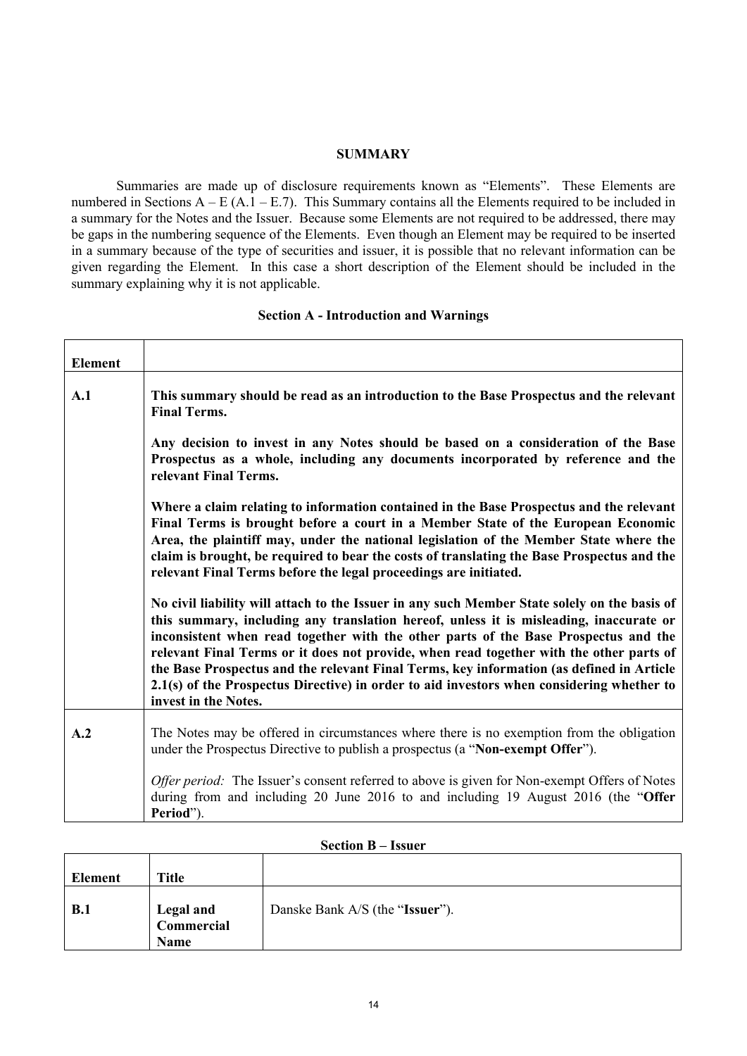## SUMMARY

Summaries are made up of disclosure requirements known as "Elements". These Elements are numbered in Sections A – E (A.1 – E.7). This Summary contains all the Elements required to be included in a summary for the Notes and the Issuer. Because some Elements are not required to be addressed, there may be gaps in the numbering sequence of the Elements. Even though an Element may be required to be inserted in a summary because of the type of securities and issuer, it is possible that no relevant information can be given regarding the Element. In this case a short description of the Element should be included in the summary explaining why it is not applicable.

### Section A - Introduction and Warnings

| Element | |
|---|---|
| A.1 | **This summary should be read as an introduction to the Base Prospectus and the relevant Final Terms.**<br><br>**Any decision to invest in any Notes should be based on a consideration of the Base Prospectus as a whole, including any documents incorporated by reference and the relevant Final Terms.**<br><br>**Where a claim relating to information contained in the Base Prospectus and the relevant Final Terms is brought before a court in a Member State of the European Economic Area, the plaintiff may, under the national legislation of the Member State where the claim is brought, be required to bear the costs of translating the Base Prospectus and the relevant Final Terms before the legal proceedings are initiated.**<br><br>**No civil liability will attach to the Issuer in any such Member State solely on the basis of this summary, including any translation hereof, unless it is misleading, inaccurate or inconsistent when read together with the other parts of the Base Prospectus and the relevant Final Terms or it does not provide, when read together with the other parts of the Base Prospectus and the relevant Final Terms, key information (as defined in Article 2.1(s) of the Prospectus Directive) in order to aid investors when considering whether to invest in the Notes.** |
| A.2 | The Notes may be offered in circumstances where there is no exemption from the obligation under the Prospectus Directive to publish a prospectus (a "**Non-exempt Offer**").<br><br>*Offer period:* The Issuer's consent referred to above is given for Non-exempt Offers of Notes during from and including 20 June 2016 to and including 19 August 2016 (the "**Offer Period**"). |

### Section B – Issuer

| Element | Title | |
|---|---|---|
| B.1 | **Legal and Commercial Name** | Danske Bank A/S (the "**Issuer**"). |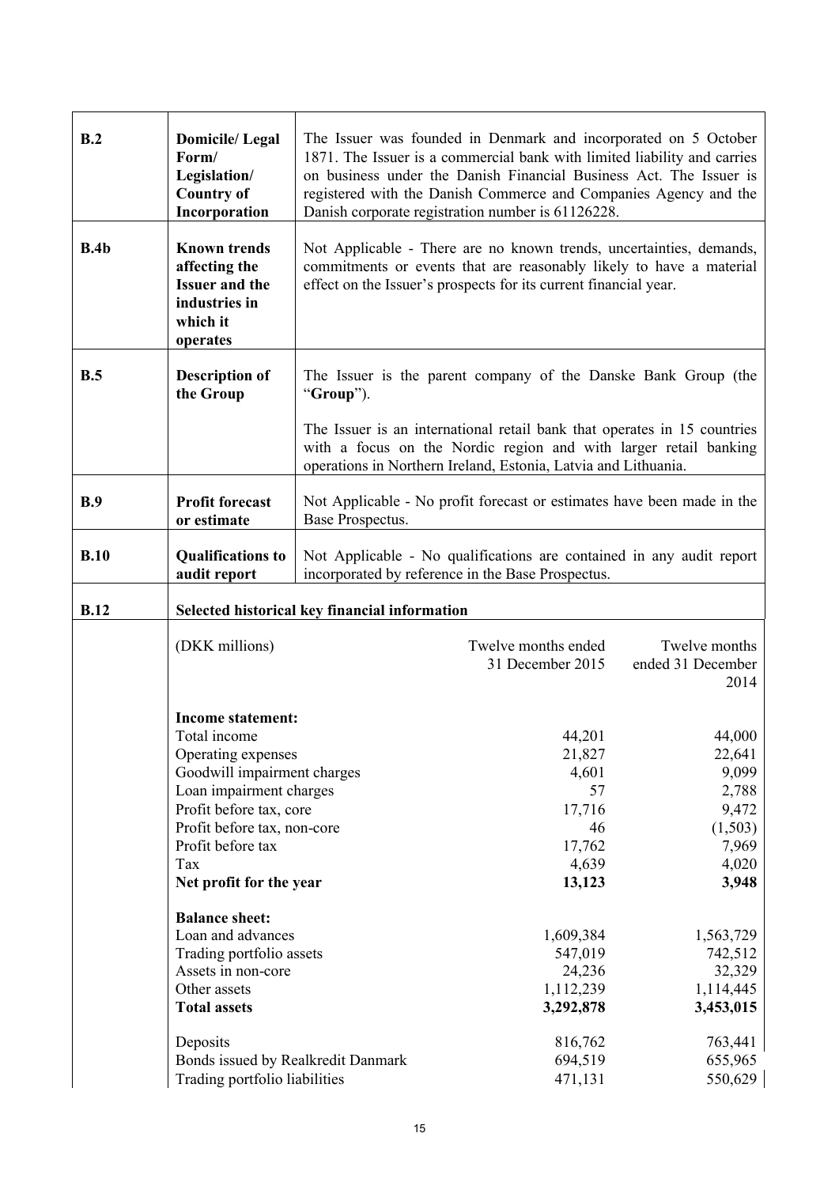| | | |
|---|---|---|
| **B.2** | **Domicile/ Legal Form/ Legislation/ Country of Incorporation** | The Issuer was founded in Denmark and incorporated on 5 October 1871. The Issuer is a commercial bank with limited liability and carries on business under the Danish Financial Business Act. The Issuer is registered with the Danish Commerce and Companies Agency and the Danish corporate registration number is 61126228. |
| **B.4b** | **Known trends affecting the Issuer and the industries in which it operates** | Not Applicable - There are no known trends, uncertainties, demands, commitments or events that are reasonably likely to have a material effect on the Issuer's prospects for its current financial year. |
| **B.5** | **Description of the Group** | The Issuer is the parent company of the Danske Bank Group (the "**Group**").<br><br>The Issuer is an international retail bank that operates in 15 countries with a focus on the Nordic region and with larger retail banking operations in Northern Ireland, Estonia, Latvia and Lithuania. |
| **B.9** | **Profit forecast or estimate** | Not Applicable - No profit forecast or estimates have been made in the Base Prospectus. |
| **B.10** | **Qualifications to audit report** | Not Applicable - No qualifications are contained in any audit report incorporated by reference in the Base Prospectus. |
| **B.12** | **Selected historical key financial information** | |

| (DKK millions) | Twelve months ended 31 December 2015 | Twelve months ended 31 December 2014 |
|---|---|---|
| **Income statement:** | | |
| Total income | 44,201 | 44,000 |
| Operating expenses | 21,827 | 22,641 |
| Goodwill impairment charges | 4,601 | 9,099 |
| Loan impairment charges | 57 | 2,788 |
| Profit before tax, core | 17,716 | 9,472 |
| Profit before tax, non-core | 46 | (1,503) |
| Profit before tax | 17,762 | 7,969 |
| Tax | 4,639 | 4,020 |
| **Net profit for the year** | **13,123** | **3,948** |
| **Balance sheet:** | | |
| Loan and advances | 1,609,384 | 1,563,729 |
| Trading portfolio assets | 547,019 | 742,512 |
| Assets in non-core | 24,236 | 32,329 |
| Other assets | 1,112,239 | 1,114,445 |
| **Total assets** | **3,292,878** | **3,453,015** |
| Deposits | 816,762 | 763,441 |
| Bonds issued by Realkredit Danmark | 694,519 | 655,965 |
| Trading portfolio liabilities | 471,131 | 550,629 |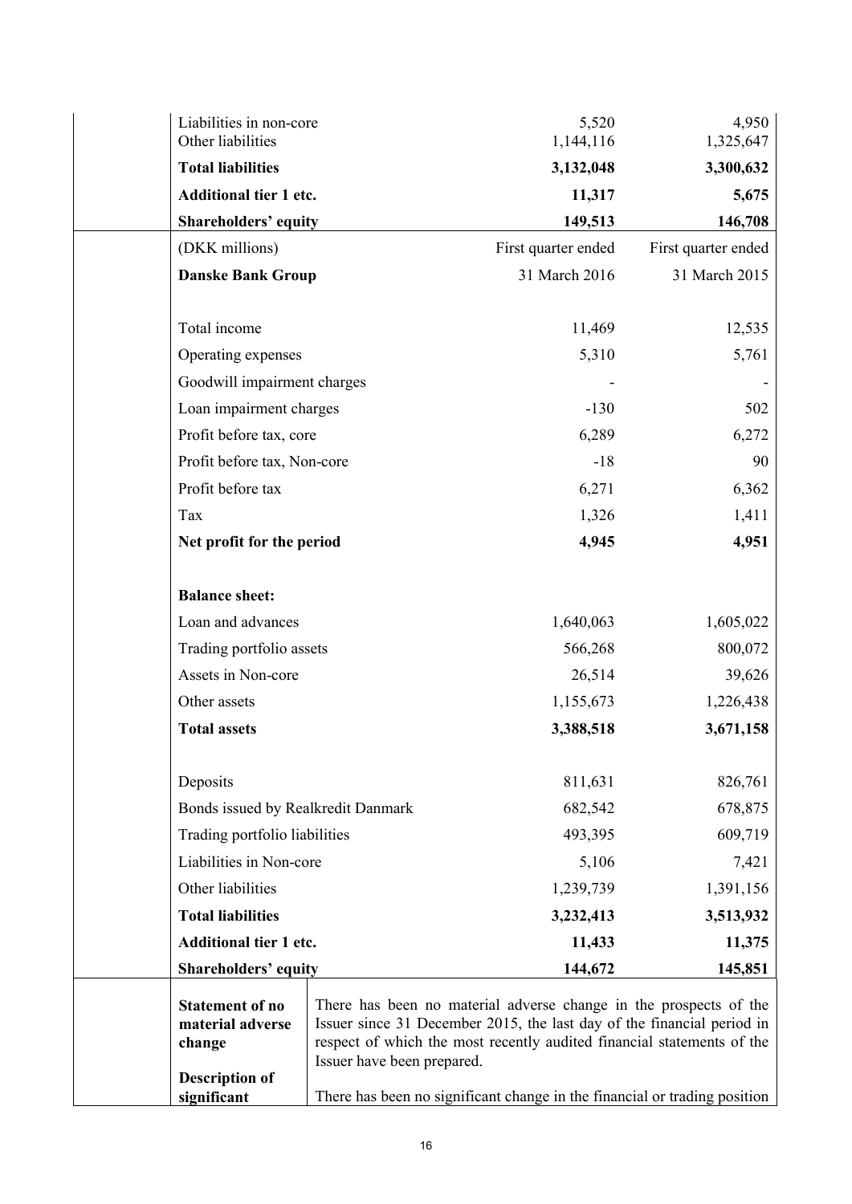| | | |
|---|---|---|
| Liabilities in non-core | 5,520 | 4,950 |
| Other liabilities | 1,144,116 | 1,325,647 |
| **Total liabilities** | **3,132,048** | **3,300,632** |
| **Additional tier 1 etc.** | **11,317** | **5,675** |
| **Shareholders' equity** | **149,513** | **146,708** |

| (DKK millions) | First quarter ended | First quarter ended |
|---|---|---|
| **Danske Bank Group** | 31 March 2016 | 31 March 2015 |
| | | |
| Total income | 11,469 | 12,535 |
| Operating expenses | 5,310 | 5,761 |
| Goodwill impairment charges | - | - |
| Loan impairment charges | -130 | 502 |
| Profit before tax, core | 6,289 | 6,272 |
| Profit before tax, Non-core | -18 | 90 |
| Profit before tax | 6,271 | 6,362 |
| Tax | 1,326 | 1,411 |
| **Net profit for the period** | **4,945** | **4,951** |
| | | |
| **Balance sheet:** | | |
| Loan and advances | 1,640,063 | 1,605,022 |
| Trading portfolio assets | 566,268 | 800,072 |
| Assets in Non-core | 26,514 | 39,626 |
| Other assets | 1,155,673 | 1,226,438 |
| **Total assets** | **3,388,518** | **3,671,158** |
| | | |
| Deposits | 811,631 | 826,761 |
| Bonds issued by Realkredit Danmark | 682,542 | 678,875 |
| Trading portfolio liabilities | 493,395 | 609,719 |
| Liabilities in Non-core | 5,106 | 7,421 |
| Other liabilities | 1,239,739 | 1,391,156 |
| **Total liabilities** | **3,232,413** | **3,513,932** |
| **Additional tier 1 etc.** | **11,433** | **11,375** |
| **Shareholders' equity** | **144,672** | **145,851** |

| | |
|---|---|
| **Statement of no material adverse change** | There has been no material adverse change in the prospects of the Issuer since 31 December 2015, the last day of the financial period in respect of which the most recently audited financial statements of the Issuer have been prepared. |
| **Description of significant** | There has been no significant change in the financial or trading position |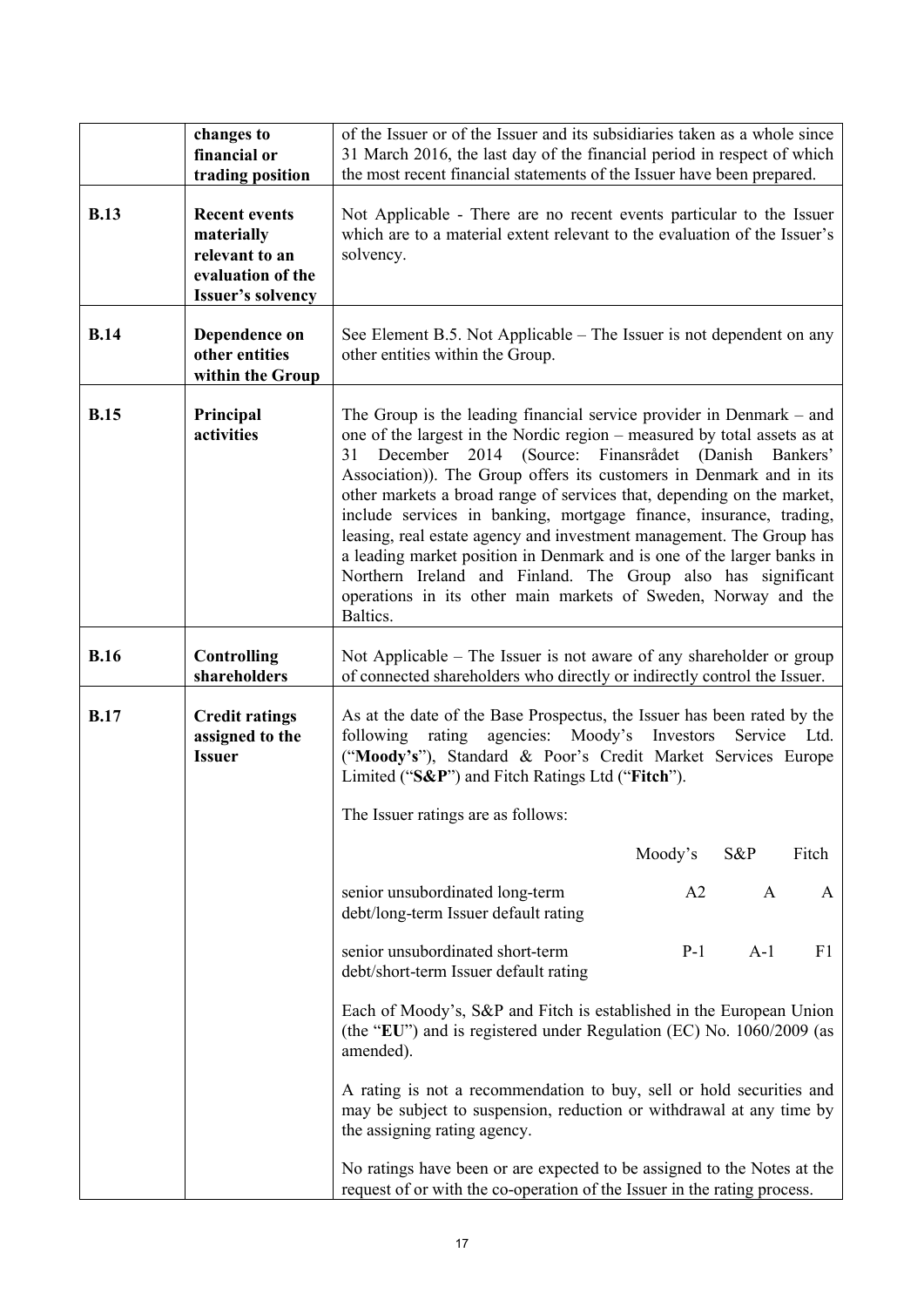| | | |
|---|---|---|
| | **changes to financial or trading position** | of the Issuer or of the Issuer and its subsidiaries taken as a whole since 31 March 2016, the last day of the financial period in respect of which the most recent financial statements of the Issuer have been prepared. |
| **B.13** | **Recent events materially relevant to an evaluation of the Issuer's solvency** | Not Applicable - There are no recent events particular to the Issuer which are to a material extent relevant to the evaluation of the Issuer's solvency. |
| **B.14** | **Dependence on other entities within the Group** | See Element B.5. Not Applicable – The Issuer is not dependent on any other entities within the Group. |
| **B.15** | **Principal activities** | The Group is the leading financial service provider in Denmark – and one of the largest in the Nordic region – measured by total assets as at 31 December 2014 (Source: Finansrådet (Danish Bankers' Association)). The Group offers its customers in Denmark and in its other markets a broad range of services that, depending on the market, include services in banking, mortgage finance, insurance, trading, leasing, real estate agency and investment management. The Group has a leading market position in Denmark and is one of the larger banks in Northern Ireland and Finland. The Group also has significant operations in its other main markets of Sweden, Norway and the Baltics. |
| **B.16** | **Controlling shareholders** | Not Applicable – The Issuer is not aware of any shareholder or group of connected shareholders who directly or indirectly control the Issuer. |
| **B.17** | **Credit ratings assigned to the Issuer** | As at the date of the Base Prospectus, the Issuer has been rated by the following rating agencies: Moody's Investors Service Ltd. ("**Moody's**"), Standard & Poor's Credit Market Services Europe Limited ("**S&P**") and Fitch Ratings Ltd ("**Fitch**").<br><br>The Issuer ratings are as follows:<br><br>Moody's / S&P / Fitch<br><br>senior unsubordinated long-term debt/long-term Issuer default rating: A2 / A / A<br><br>senior unsubordinated short-term debt/short-term Issuer default rating: P-1 / A-1 / F1<br><br>Each of Moody's, S&P and Fitch is established in the European Union (the "**EU**") and is registered under Regulation (EC) No. 1060/2009 (as amended).<br><br>A rating is not a recommendation to buy, sell or hold securities and may be subject to suspension, reduction or withdrawal at any time by the assigning rating agency.<br><br>No ratings have been or are expected to be assigned to the Notes at the request of or with the co-operation of the Issuer in the rating process. |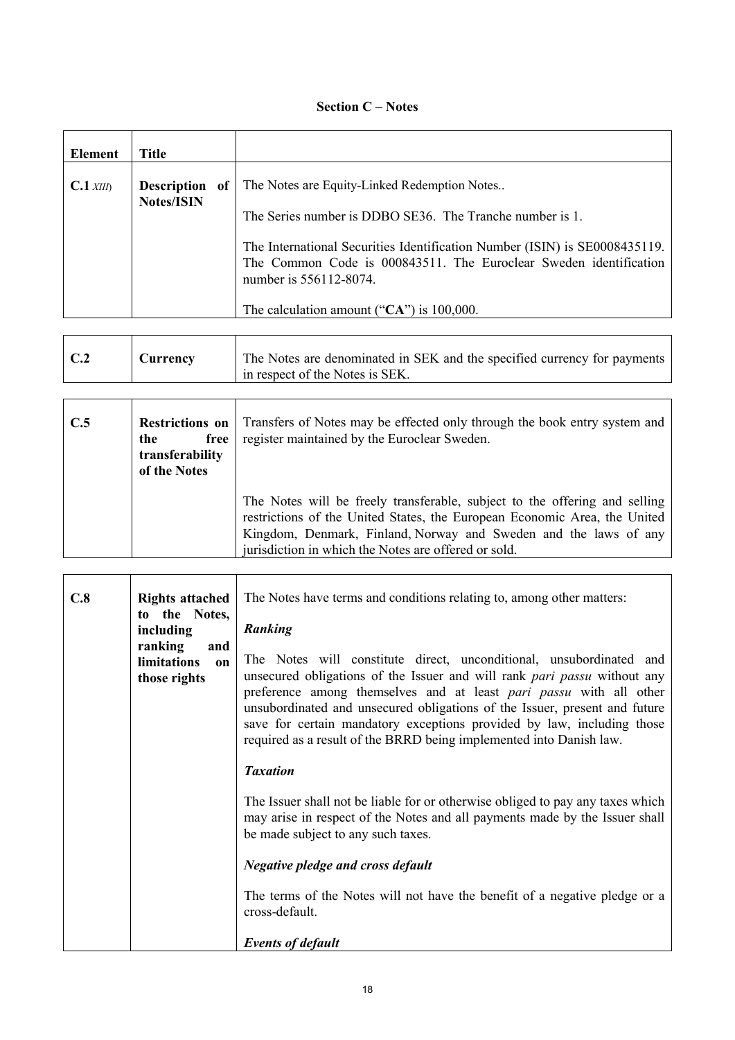## Section C – Notes

| Element | Title | |
|---|---|---|
| **C.1** *XIII)* | **Description of Notes/ISIN** | The Notes are Equity-Linked Redemption Notes..<br><br>The Series number is DDBO SE36. The Tranche number is 1.<br><br>The International Securities Identification Number (ISIN) is SE0008435119. The Common Code is 000843511. The Euroclear Sweden identification number is 556112-8074.<br><br>The calculation amount ("**CA**") is 100,000. |
| **C.2** | **Currency** | The Notes are denominated in SEK and the specified currency for payments in respect of the Notes is SEK. |
| **C.5** | **Restrictions on the free transferability of the Notes** | Transfers of Notes may be effected only through the book entry system and register maintained by the Euroclear Sweden.<br><br>The Notes will be freely transferable, subject to the offering and selling restrictions of the United States, the European Economic Area, the United Kingdom, Denmark, Finland, Norway and Sweden and the laws of any jurisdiction in which the Notes are offered or sold. |
| **C.8** | **Rights attached to the Notes, including ranking and limitations on those rights** | The Notes have terms and conditions relating to, among other matters:<br><br>***Ranking***<br><br>The Notes will constitute direct, unconditional, unsubordinated and unsecured obligations of the Issuer and will rank *pari passu* without any preference among themselves and at least *pari passu* with all other unsubordinated and unsecured obligations of the Issuer, present and future save for certain mandatory exceptions provided by law, including those required as a result of the BRRD being implemented into Danish law.<br><br>***Taxation***<br><br>The Issuer shall not be liable for or otherwise obliged to pay any taxes which may arise in respect of the Notes and all payments made by the Issuer shall be made subject to any such taxes.<br><br>***Negative pledge and cross default***<br><br>The terms of the Notes will not have the benefit of a negative pledge or a cross-default.<br><br>***Events of default*** |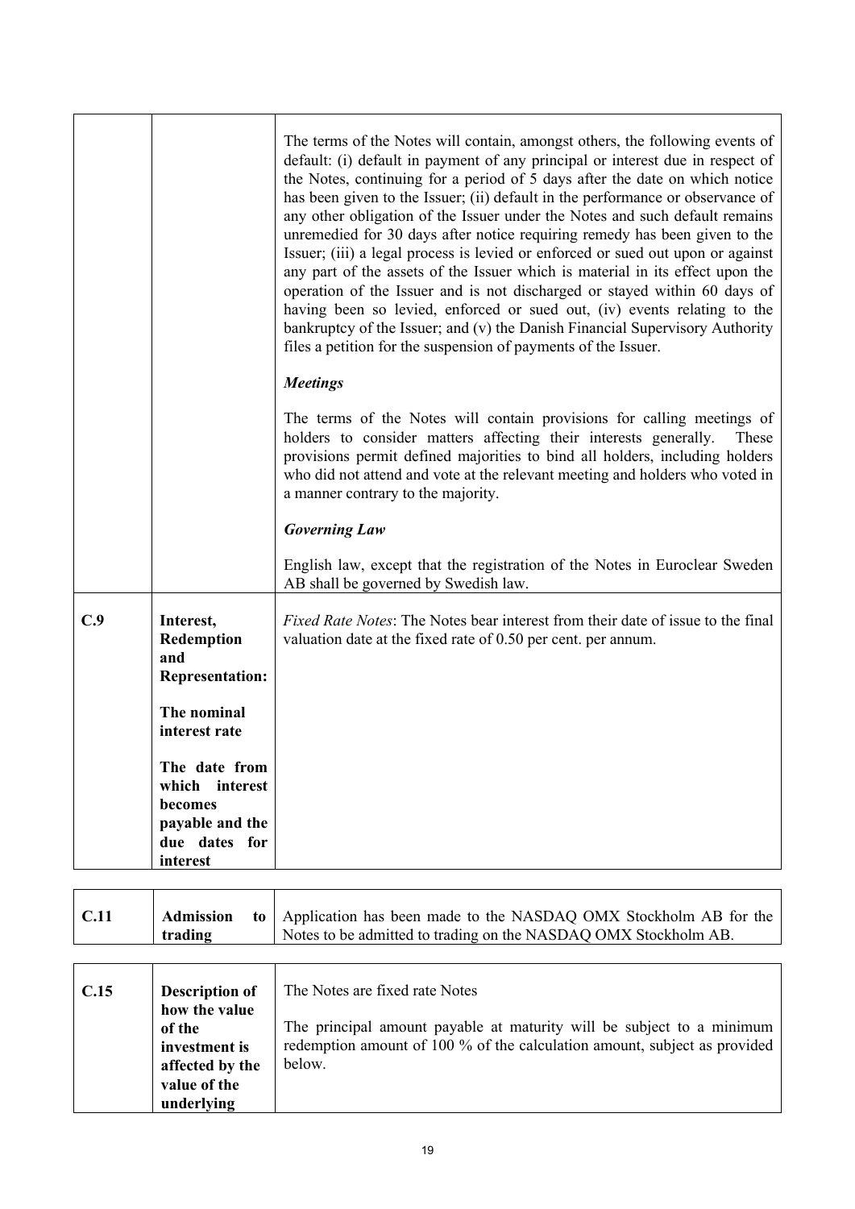| | | |
|---|---|---|
| | | The terms of the Notes will contain, amongst others, the following events of default: (i) default in payment of any principal or interest due in respect of the Notes, continuing for a period of 5 days after the date on which notice has been given to the Issuer; (ii) default in the performance or observance of any other obligation of the Issuer under the Notes and such default remains unremedied for 30 days after notice requiring remedy has been given to the Issuer; (iii) a legal process is levied or enforced or sued out upon or against any part of the assets of the Issuer which is material in its effect upon the operation of the Issuer and is not discharged or stayed within 60 days of having been so levied, enforced or sued out, (iv) events relating to the bankruptcy of the Issuer; and (v) the Danish Financial Supervisory Authority files a petition for the suspension of payments of the Issuer.<br><br>***Meetings***<br><br>The terms of the Notes will contain provisions for calling meetings of holders to consider matters affecting their interests generally. These provisions permit defined majorities to bind all holders, including holders who did not attend and vote at the relevant meeting and holders who voted in a manner contrary to the majority.<br><br>***Governing Law***<br><br>English law, except that the registration of the Notes in Euroclear Sweden AB shall be governed by Swedish law. |
| **C.9** | **Interest, Redemption and Representation:**<br><br>**The nominal interest rate**<br><br>**The date from which interest becomes payable and the due dates for interest** | *Fixed Rate Notes*: The Notes bear interest from their date of issue to the final valuation date at the fixed rate of 0.50 per cent. per annum. |

| | | |
|---|---|---|
| **C.11** | **Admission to trading** | Application has been made to the NASDAQ OMX Stockholm AB for the Notes to be admitted to trading on the NASDAQ OMX Stockholm AB. |

| | | |
|---|---|---|
| **C.15** | **Description of how the value of the investment is affected by the value of the underlying** | The Notes are fixed rate Notes<br><br>The principal amount payable at maturity will be subject to a minimum redemption amount of 100 % of the calculation amount, subject as provided below. |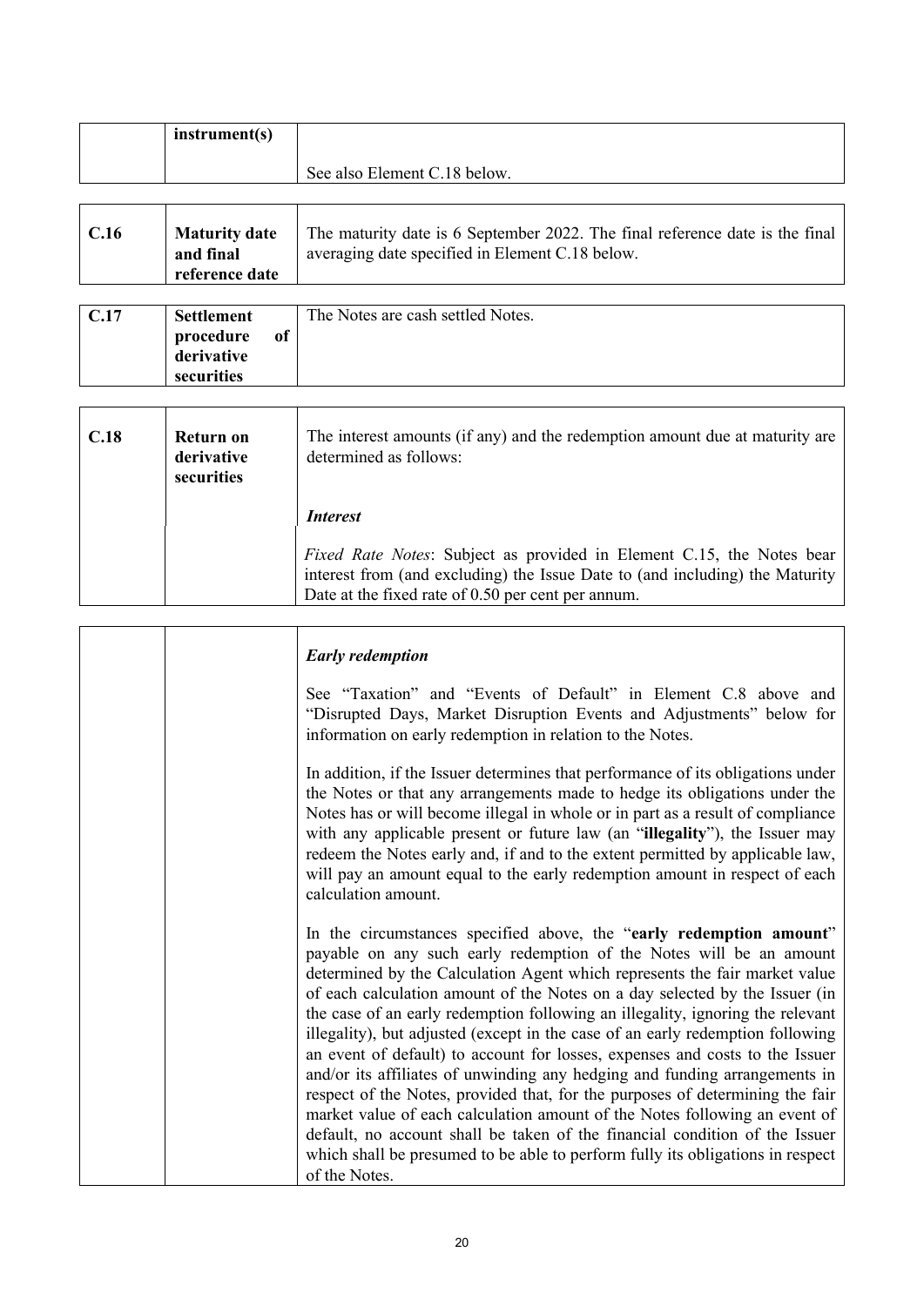| | instrument(s) | See also Element C.18 below. |
|---|---|---|

| C.16 | Maturity date and final reference date | The maturity date is 6 September 2022. The final reference date is the final averaging date specified in Element C.18 below. |
|---|---|---|

| C.17 | Settlement procedure of derivative securities | The Notes are cash settled Notes. |
|---|---|---|

| C.18 | Return on derivative securities | The interest amounts (if any) and the redemption amount due at maturity are determined as follows:<br><br>***Interest***<br><br>*Fixed Rate Notes*: Subject as provided in Element C.15, the Notes bear interest from (and excluding) the Issue Date to (and including) the Maturity Date at the fixed rate of 0.50 per cent per annum. |
|---|---|---|
| | | ***Early redemption***<br><br>See "Taxation" and "Events of Default" in Element C.8 above and "Disrupted Days, Market Disruption Events and Adjustments" below for information on early redemption in relation to the Notes.<br><br>In addition, if the Issuer determines that performance of its obligations under the Notes or that any arrangements made to hedge its obligations under the Notes has or will become illegal in whole or in part as a result of compliance with any applicable present or future law (an "**illegality**"), the Issuer may redeem the Notes early and, if and to the extent permitted by applicable law, will pay an amount equal to the early redemption amount in respect of each calculation amount.<br><br>In the circumstances specified above, the "**early redemption amount**" payable on any such early redemption of the Notes will be an amount determined by the Calculation Agent which represents the fair market value of each calculation amount of the Notes on a day selected by the Issuer (in the case of an early redemption following an illegality, ignoring the relevant illegality), but adjusted (except in the case of an early redemption following an event of default) to account for losses, expenses and costs to the Issuer and/or its affiliates of unwinding any hedging and funding arrangements in respect of the Notes, provided that, for the purposes of determining the fair market value of each calculation amount of the Notes following an event of default, no account shall be taken of the financial condition of the Issuer which shall be presumed to be able to perform fully its obligations in respect of the Notes. |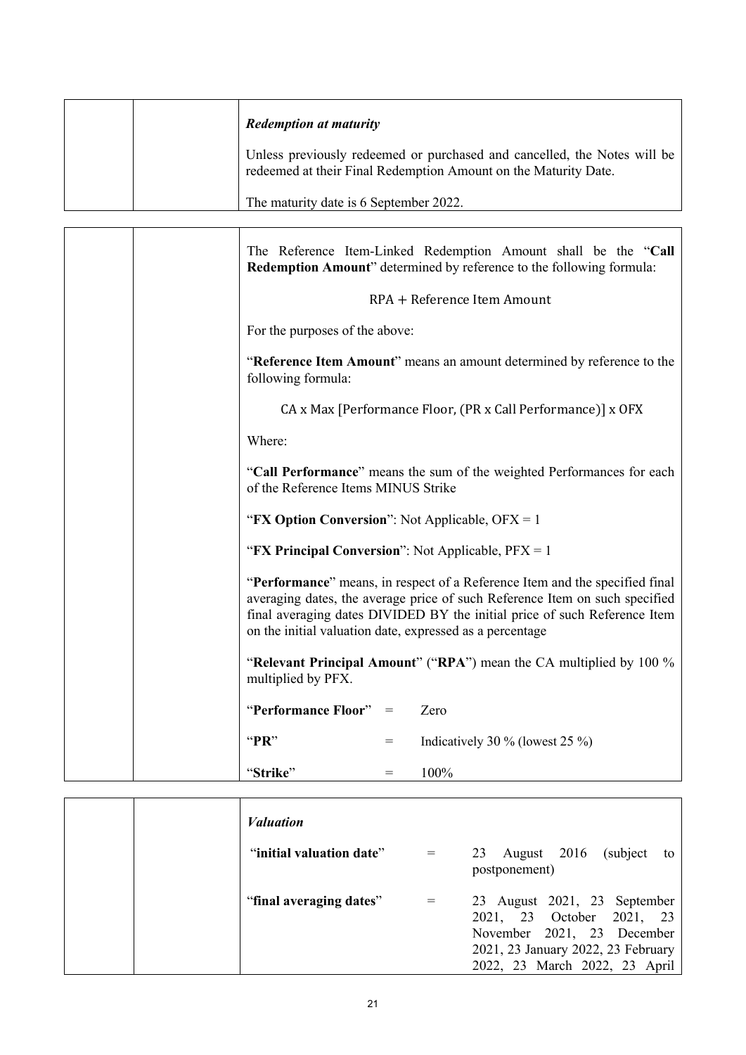***Redemption at maturity***

Unless previously redeemed or purchased and cancelled, the Notes will be redeemed at their Final Redemption Amount on the Maturity Date.

The maturity date is 6 September 2022.

The Reference Item-Linked Redemption Amount shall be the "**Call Redemption Amount**" determined by reference to the following formula:

$$\text{RPA} + \text{Reference Item Amount}$$

For the purposes of the above:

"**Reference Item Amount**" means an amount determined by reference to the following formula:

$$\text{CA x Max [Performance Floor, (PR x Call Performance)] x OFX}$$

Where:

"**Call Performance**" means the sum of the weighted Performances for each of the Reference Items MINUS Strike

"**FX Option Conversion**": Not Applicable, OFX = 1

"**FX Principal Conversion**": Not Applicable, PFX = 1

"**Performance**" means, in respect of a Reference Item and the specified final averaging dates, the average price of such Reference Item on such specified final averaging dates DIVIDED BY the initial price of such Reference Item on the initial valuation date, expressed as a percentage

"**Relevant Principal Amount**" ("**RPA**") mean the CA multiplied by 100 % multiplied by PFX.

| | | |
|---|---|---|
| "**Performance Floor**" | = | Zero |
| "**PR**" | = | Indicatively 30 % (lowest 25 %) |
| "**Strike**" | = | 100% |

***Valuation***

| | | |
|---|---|---|
| "**initial valuation date**" | = | 23 August 2016 (subject to postponement) |
| "**final averaging dates**" | = | 23 August 2021, 23 September 2021, 23 October 2021, 23 November 2021, 23 December 2021, 23 January 2022, 23 February 2022, 23 March 2022, 23 April |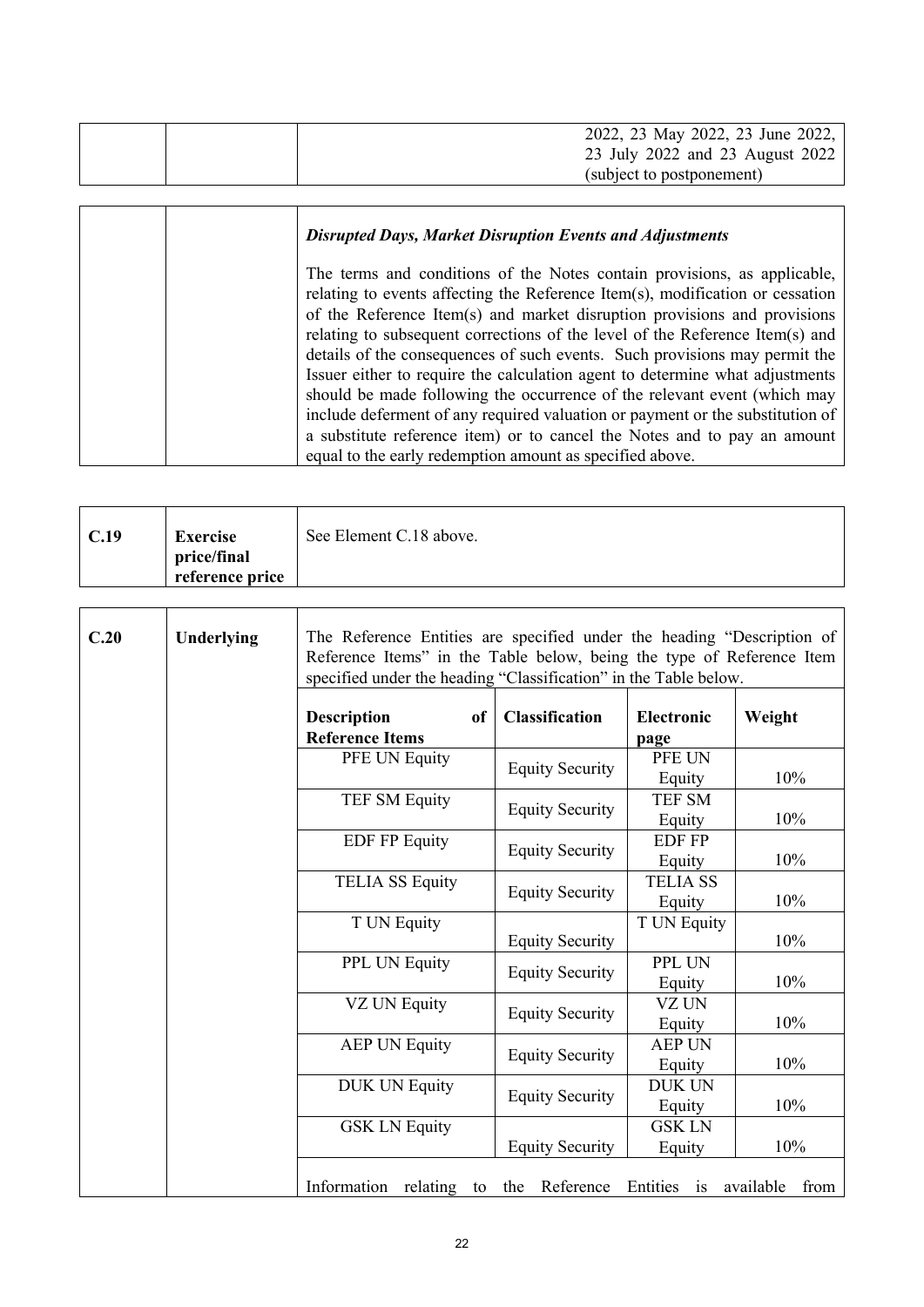| | | 2022, 23 May 2022, 23 June 2022, 23 July 2022 and 23 August 2022 (subject to postponement) |
|---|---|---|

| | | ***Disrupted Days, Market Disruption Events and Adjustments***<br><br>The terms and conditions of the Notes contain provisions, as applicable, relating to events affecting the Reference Item(s), modification or cessation of the Reference Item(s) and market disruption provisions and provisions relating to subsequent corrections of the level of the Reference Item(s) and details of the consequences of such events. Such provisions may permit the Issuer either to require the calculation agent to determine what adjustments should be made following the occurrence of the relevant event (which may include deferment of any required valuation or payment or the substitution of a substitute reference item) or to cancel the Notes and to pay an amount equal to the early redemption amount as specified above. |
|---|---|---|

| **C.19** | **Exercise price/final reference price** | See Element C.18 above. |
|---|---|---|

| **C.20** | **Underlying** | The Reference Entities are specified under the heading "Description of Reference Items" in the Table below, being the type of Reference Item specified under the heading "Classification" in the Table below. |
|---|---|---|

| **Description of Reference Items** | **Classification** | **Electronic page** | **Weight** |
|---|---|---|---|
| PFE UN Equity | Equity Security | PFE UN Equity | 10% |
| TEF SM Equity | Equity Security | TEF SM Equity | 10% |
| EDF FP Equity | Equity Security | EDF FP Equity | 10% |
| TELIA SS Equity | Equity Security | TELIA SS Equity | 10% |
| T UN Equity | Equity Security | T UN Equity | 10% |
| PPL UN Equity | Equity Security | PPL UN Equity | 10% |
| VZ UN Equity | Equity Security | VZ UN Equity | 10% |
| AEP UN Equity | Equity Security | AEP UN Equity | 10% |
| DUK UN Equity | Equity Security | DUK UN Equity | 10% |
| GSK LN Equity | Equity Security | GSK LN Equity | 10% |

Information relating to the Reference Entities is available from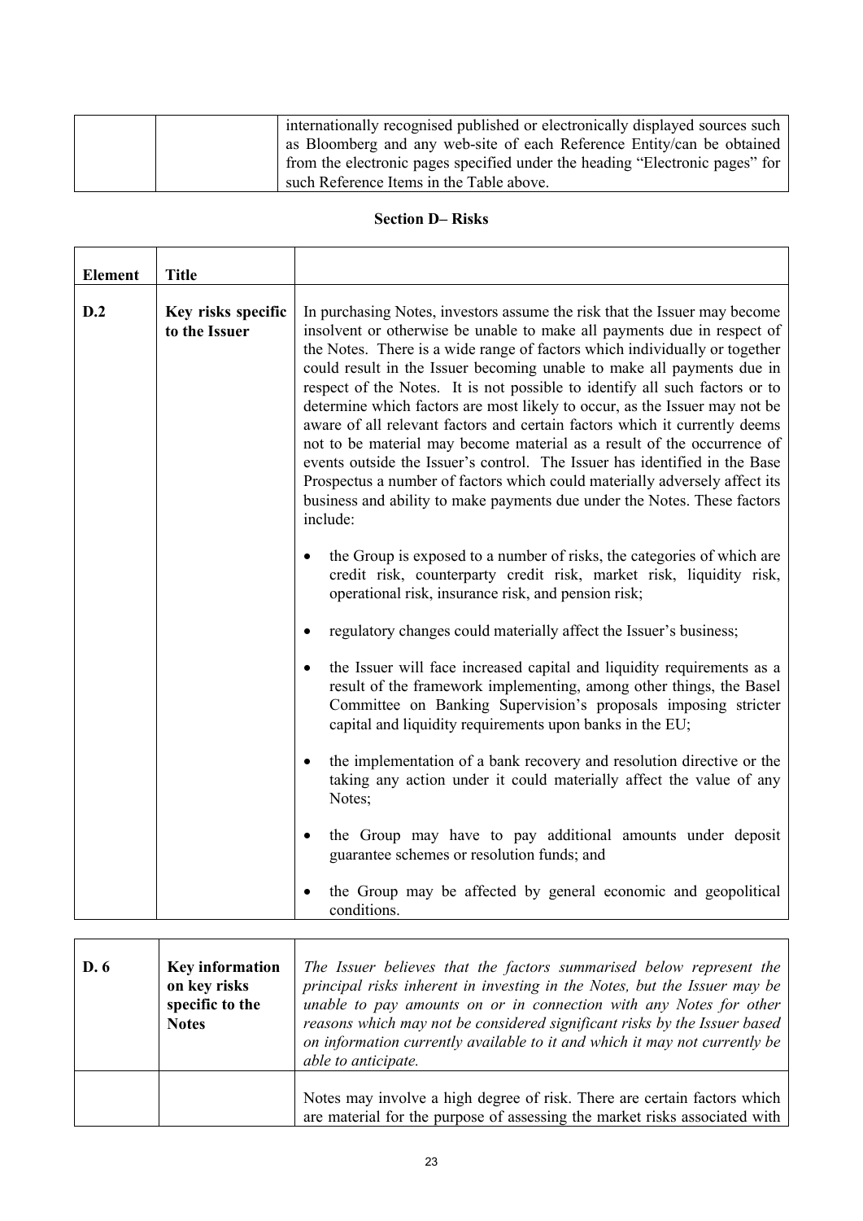| | | internationally recognised published or electronically displayed sources such as Bloomberg and any web-site of each Reference Entity/can be obtained from the electronic pages specified under the heading "Electronic pages" for such Reference Items in the Table above. |
|---|---|---|

**Section D– Risks**

| **Element** | **Title** | |
|---|---|---|
| **D.2** | **Key risks specific to the Issuer** | In purchasing Notes, investors assume the risk that the Issuer may become insolvent or otherwise be unable to make all payments due in respect of the Notes. There is a wide range of factors which individually or together could result in the Issuer becoming unable to make all payments due in respect of the Notes. It is not possible to identify all such factors or to determine which factors are most likely to occur, as the Issuer may not be aware of all relevant factors and certain factors which it currently deems not to be material may become material as a result of the occurrence of events outside the Issuer's control. The Issuer has identified in the Base Prospectus a number of factors which could materially adversely affect its business and ability to make payments due under the Notes. These factors include:<br><br>• the Group is exposed to a number of risks, the categories of which are credit risk, counterparty credit risk, market risk, liquidity risk, operational risk, insurance risk, and pension risk;<br><br>• regulatory changes could materially affect the Issuer's business;<br><br>• the Issuer will face increased capital and liquidity requirements as a result of the framework implementing, among other things, the Basel Committee on Banking Supervision's proposals imposing stricter capital and liquidity requirements upon banks in the EU;<br><br>• the implementation of a bank recovery and resolution directive or the taking any action under it could materially affect the value of any Notes;<br><br>• the Group may have to pay additional amounts under deposit guarantee schemes or resolution funds; and<br><br>• the Group may be affected by general economic and geopolitical conditions. |

| | | |
|---|---|---|
| **D. 6** | **Key information on key risks specific to the Notes** | *The Issuer believes that the factors summarised below represent the principal risks inherent in investing in the Notes, but the Issuer may be unable to pay amounts on or in connection with any Notes for other reasons which may not be considered significant risks by the Issuer based on information currently available to it and which it may not currently be able to anticipate.* |
| | | Notes may involve a high degree of risk. There are certain factors which are material for the purpose of assessing the market risks associated with |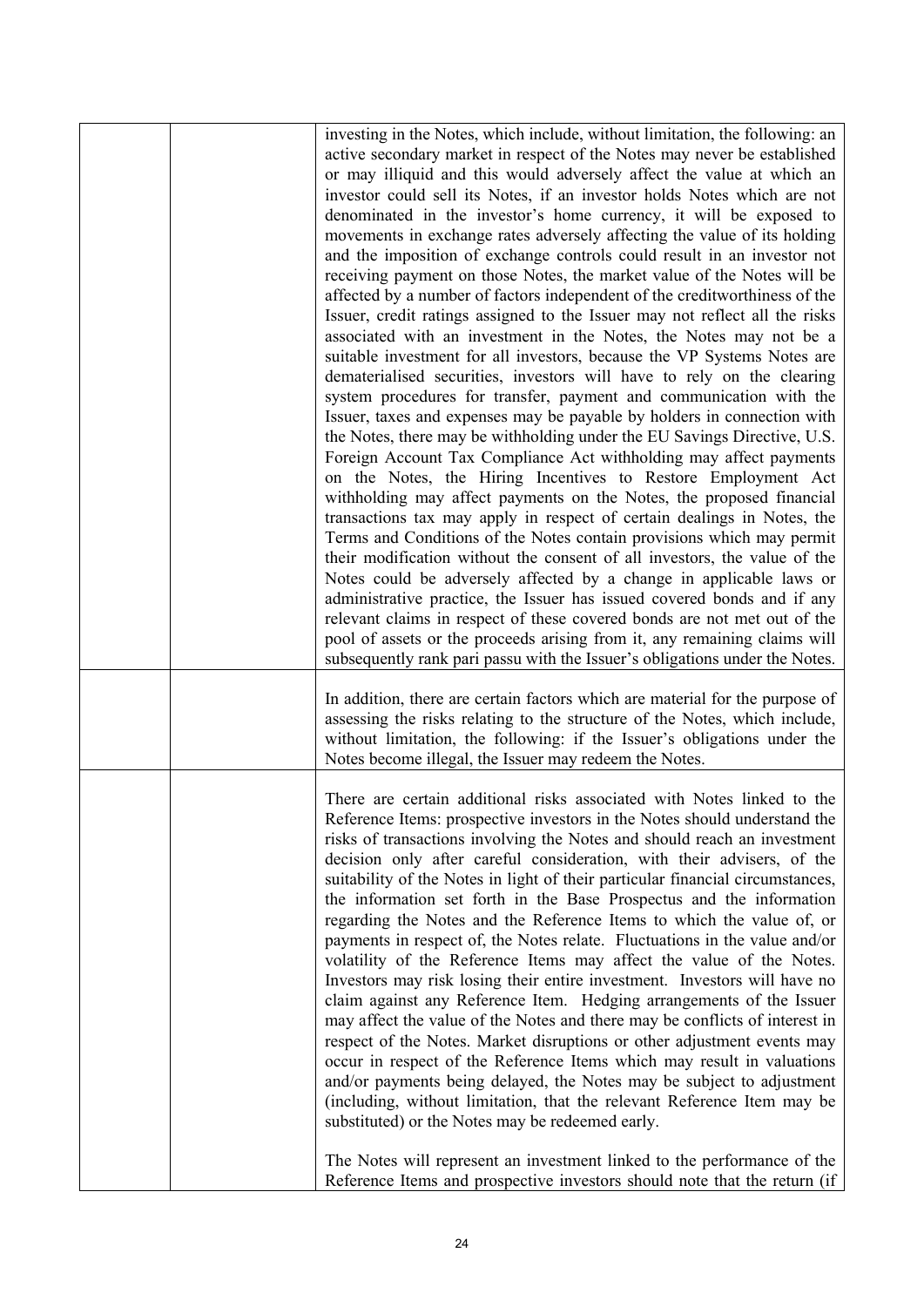| | | |
|---|---|---|
| | | investing in the Notes, which include, without limitation, the following: an active secondary market in respect of the Notes may never be established or may illiquid and this would adversely affect the value at which an investor could sell its Notes, if an investor holds Notes which are not denominated in the investor's home currency, it will be exposed to movements in exchange rates adversely affecting the value of its holding and the imposition of exchange controls could result in an investor not receiving payment on those Notes, the market value of the Notes will be affected by a number of factors independent of the creditworthiness of the Issuer, credit ratings assigned to the Issuer may not reflect all the risks associated with an investment in the Notes, the Notes may not be a suitable investment for all investors, because the VP Systems Notes are dematerialised securities, investors will have to rely on the clearing system procedures for transfer, payment and communication with the Issuer, taxes and expenses may be payable by holders in connection with the Notes, there may be withholding under the EU Savings Directive, U.S. Foreign Account Tax Compliance Act withholding may affect payments on the Notes, the Hiring Incentives to Restore Employment Act withholding may affect payments on the Notes, the proposed financial transactions tax may apply in respect of certain dealings in Notes, the Terms and Conditions of the Notes contain provisions which may permit their modification without the consent of all investors, the value of the Notes could be adversely affected by a change in applicable laws or administrative practice, the Issuer has issued covered bonds and if any relevant claims in respect of these covered bonds are not met out of the pool of assets or the proceeds arising from it, any remaining claims will subsequently rank pari passu with the Issuer's obligations under the Notes. |
| | | In addition, there are certain factors which are material for the purpose of assessing the risks relating to the structure of the Notes, which include, without limitation, the following: if the Issuer's obligations under the Notes become illegal, the Issuer may redeem the Notes. |
| | | There are certain additional risks associated with Notes linked to the Reference Items: prospective investors in the Notes should understand the risks of transactions involving the Notes and should reach an investment decision only after careful consideration, with their advisers, of the suitability of the Notes in light of their particular financial circumstances, the information set forth in the Base Prospectus and the information regarding the Notes and the Reference Items to which the value of, or payments in respect of, the Notes relate. Fluctuations in the value and/or volatility of the Reference Items may affect the value of the Notes. Investors may risk losing their entire investment. Investors will have no claim against any Reference Item. Hedging arrangements of the Issuer may affect the value of the Notes and there may be conflicts of interest in respect of the Notes. Market disruptions or other adjustment events may occur in respect of the Reference Items which may result in valuations and/or payments being delayed, the Notes may be subject to adjustment (including, without limitation, that the relevant Reference Item may be substituted) or the Notes may be redeemed early.<br><br>The Notes will represent an investment linked to the performance of the Reference Items and prospective investors should note that the return (if |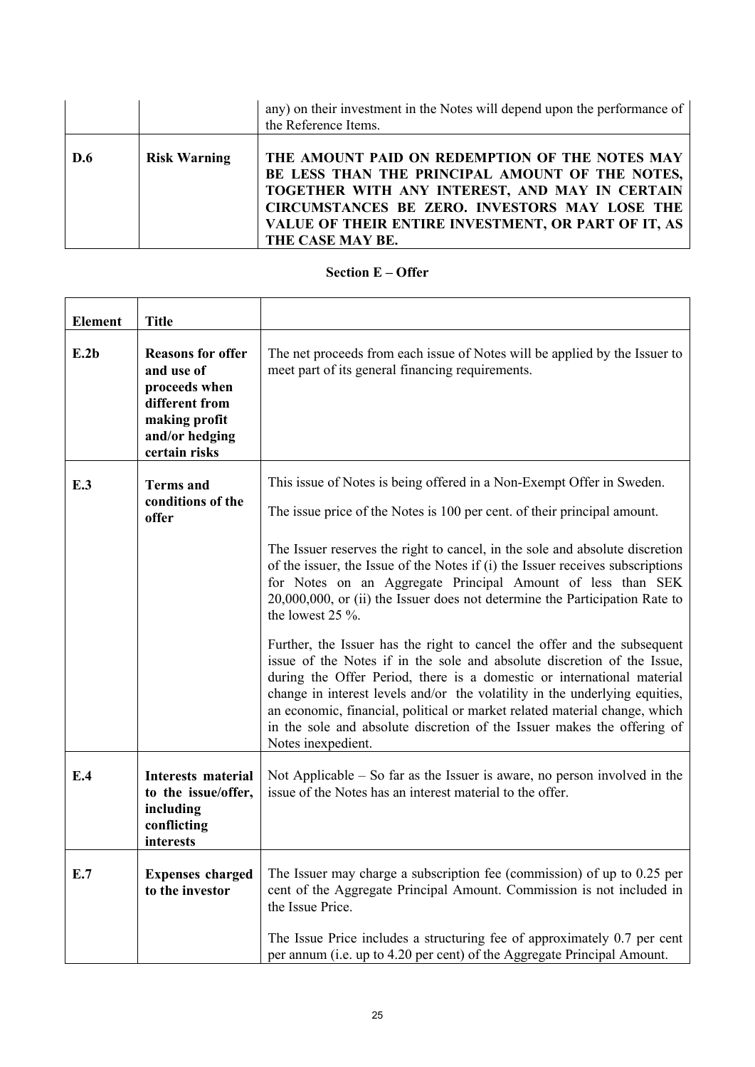|  |  |  |
|---|---|---|
|  |  | any) on their investment in the Notes will depend upon the performance of the Reference Items. |
| **D.6** | **Risk Warning** | **THE AMOUNT PAID ON REDEMPTION OF THE NOTES MAY BE LESS THAN THE PRINCIPAL AMOUNT OF THE NOTES, TOGETHER WITH ANY INTEREST, AND MAY IN CERTAIN CIRCUMSTANCES BE ZERO. INVESTORS MAY LOSE THE VALUE OF THEIR ENTIRE INVESTMENT, OR PART OF IT, AS THE CASE MAY BE.** |

## Section E – Offer

| Element | Title |  |
|---|---|---|
| **E.2b** | **Reasons for offer and use of proceeds when different from making profit and/or hedging certain risks** | The net proceeds from each issue of Notes will be applied by the Issuer to meet part of its general financing requirements. |
| **E.3** | **Terms and conditions of the offer** | This issue of Notes is being offered in a Non-Exempt Offer in Sweden.<br><br>The issue price of the Notes is 100 per cent. of their principal amount.<br><br>The Issuer reserves the right to cancel, in the sole and absolute discretion of the issuer, the Issue of the Notes if (i) the Issuer receives subscriptions for Notes on an Aggregate Principal Amount of less than SEK 20,000,000, or (ii) the Issuer does not determine the Participation Rate to the lowest 25 %.<br><br>Further, the Issuer has the right to cancel the offer and the subsequent issue of the Notes if in the sole and absolute discretion of the Issue, during the Offer Period, there is a domestic or international material change in interest levels and/or the volatility in the underlying equities, an economic, financial, political or market related material change, which in the sole and absolute discretion of the Issuer makes the offering of Notes inexpedient. |
| **E.4** | **Interests material to the issue/offer, including conflicting interests** | Not Applicable – So far as the Issuer is aware, no person involved in the issue of the Notes has an interest material to the offer. |
| **E.7** | **Expenses charged to the investor** | The Issuer may charge a subscription fee (commission) of up to 0.25 per cent of the Aggregate Principal Amount. Commission is not included in the Issue Price.<br><br>The Issue Price includes a structuring fee of approximately 0.7 per cent per annum (i.e. up to 4.20 per cent) of the Aggregate Principal Amount. |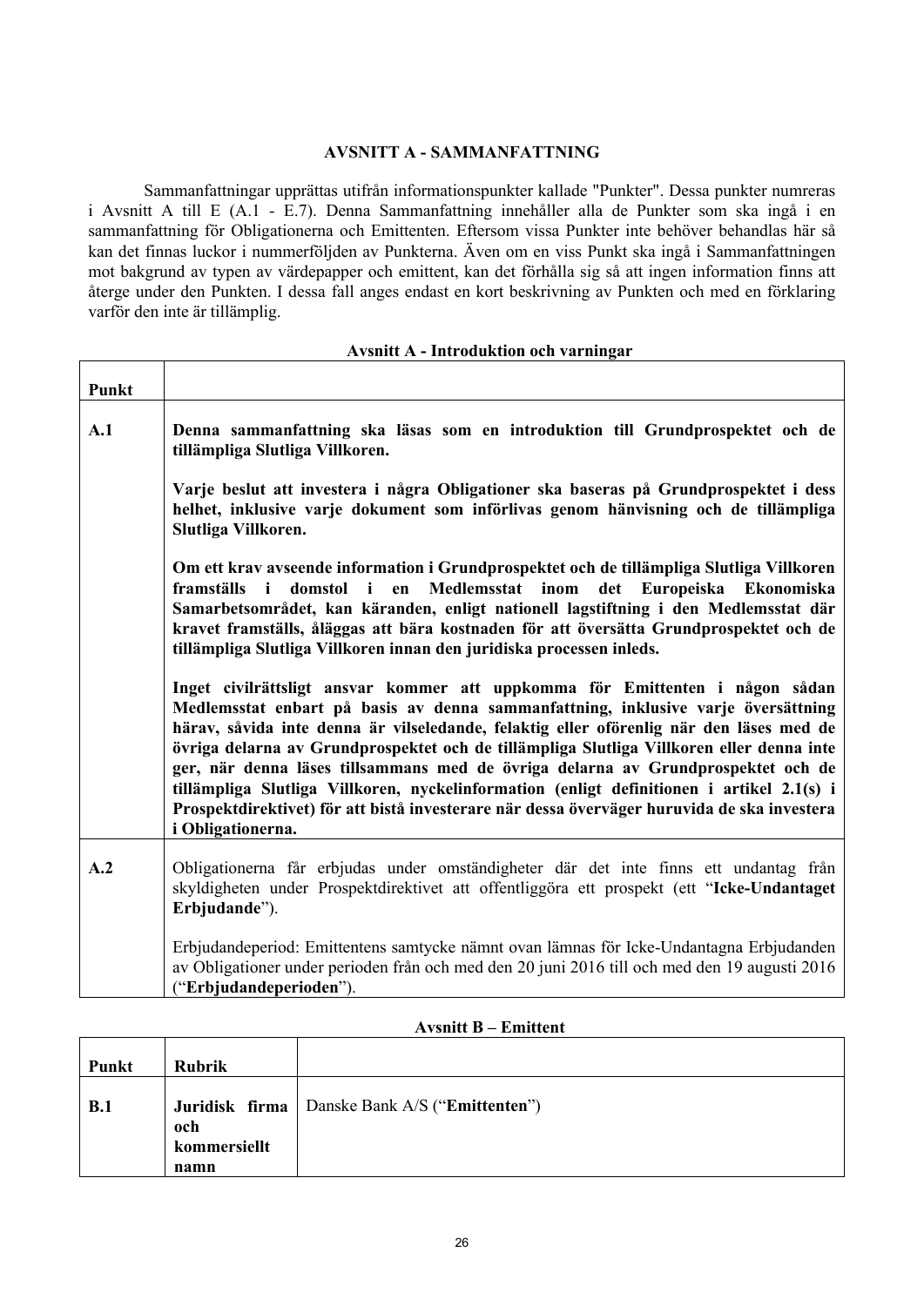## AVSNITT A - SAMMANFATTNING

Sammanfattningar upprättas utifrån informationspunkter kallade "Punkter". Dessa punkter numreras i Avsnitt A till E (A.1 - E.7). Denna Sammanfattning innehåller alla de Punkter som ska ingå i en sammanfattning för Obligationerna och Emittenten. Eftersom vissa Punkter inte behöver behandlas här så kan det finnas luckor i nummerföljden av Punkterna. Även om en viss Punkt ska ingå i Sammanfattningen mot bakgrund av typen av värdepapper och emittent, kan det förhålla sig så att ingen information finns att återge under den Punkten. I dessa fall anges endast en kort beskrivning av Punkten och med en förklaring varför den inte är tillämplig.

**Avsnitt A - Introduktion och varningar**

| Punkt | |
|---|---|
| A.1 | **Denna sammanfattning ska läsas som en introduktion till Grundprospektet och de tillämpliga Slutliga Villkoren.**<br><br>**Varje beslut att investera i några Obligationer ska baseras på Grundprospektet i dess helhet, inklusive varje dokument som införlivas genom hänvisning och de tillämpliga Slutliga Villkoren.**<br><br>**Om ett krav avseende information i Grundprospektet och de tillämpliga Slutliga Villkoren framställs i domstol i en Medlemsstat inom det Europeiska Ekonomiska Samarbetsområdet, kan käranden, enligt nationell lagstiftning i den Medlemsstat där kravet framställs, åläggas att bära kostnaden för att översätta Grundprospektet och de tillämpliga Slutliga Villkoren innan den juridiska processen inleds.**<br><br>**Inget civilrättsligt ansvar kommer att uppkomma för Emittenten i någon sådan Medlemsstat enbart på basis av denna sammanfattning, inklusive varje översättning härav, såvida inte denna är vilseledande, felaktig eller oförenlig när den läses med de övriga delarna av Grundprospektet och de tillämpliga Slutliga Villkoren eller denna inte ger, när denna läses tillsammans med de övriga delarna av Grundprospektet och de tillämpliga Slutliga Villkoren, nyckelinformation (enligt definitionen i artikel 2.1(s) i Prospektdirektivet) för att bistå investerare när dessa överväger huruvida de ska investera i Obligationerna.** |
| A.2 | Obligationerna får erbjudas under omständigheter där det inte finns ett undantag från skyldigheten under Prospektdirektivet att offentliggöra ett prospekt (ett "**Icke-Undantaget Erbjudande**").<br><br>Erbjudandeperiod: Emittentens samtycke nämnt ovan lämnas för Icke-Undantagna Erbjudanden av Obligationer under perioden från och med den 20 juni 2016 till och med den 19 augusti 2016 ("**Erbjudandeperioden**"). |

**Avsnitt B – Emittent**

| Punkt | Rubrik | |
|---|---|---|
| B.1 | **Juridisk firma och kommersiellt namn** | Danske Bank A/S ("**Emittenten**") |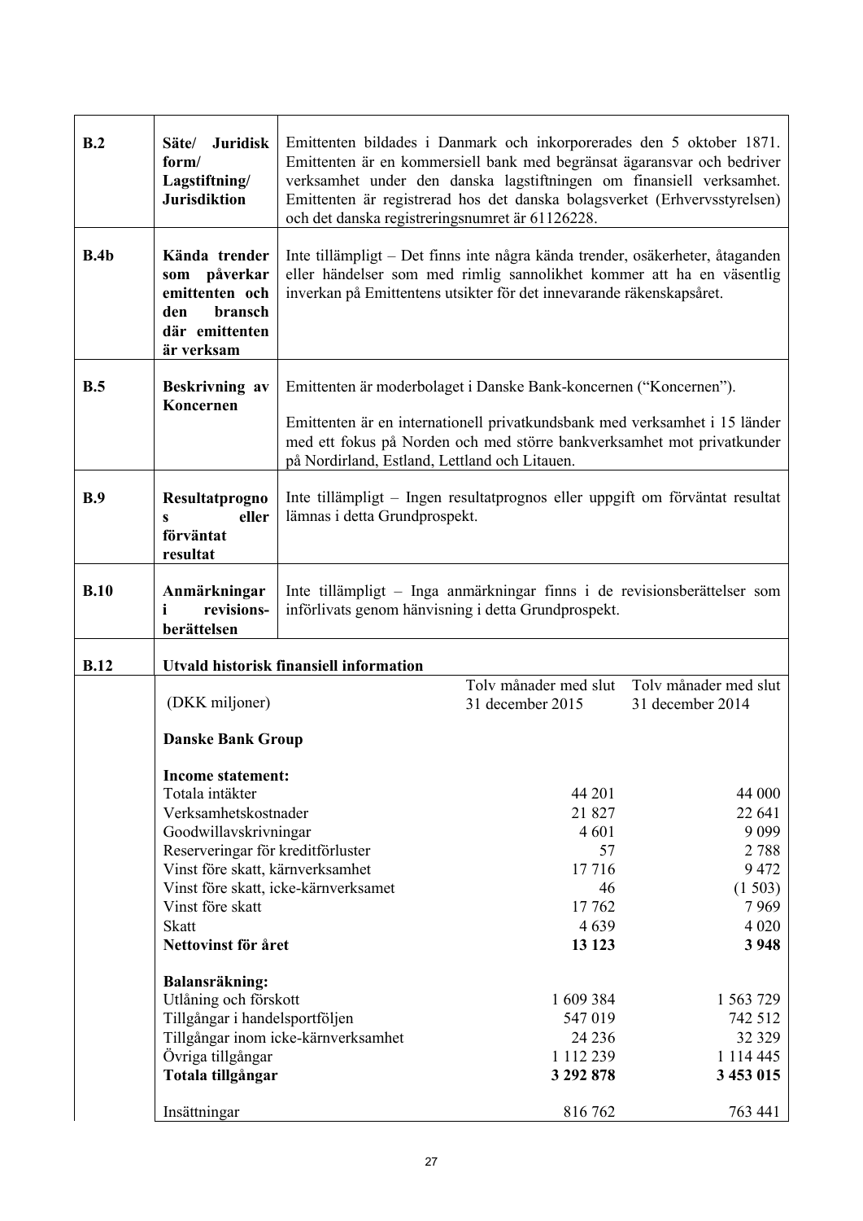| | | |
|---|---|---|
| **B.2** | **Säte/ Juridisk form/ Lagstiftning/ Jurisdiktion** | Emittenten bildades i Danmark och inkorporerades den 5 oktober 1871. Emittenten är en kommersiell bank med begränsat ägaransvar och bedriver verksamhet under den danska lagstiftningen om finansiell verksamhet. Emittenten är registrerad hos det danska bolagsverket (Erhvervsstyrelsen) och det danska registreringsnumret är 61126228. |
| **B.4b** | **Kända trender som påverkar emittenten och den bransch där emittenten är verksam** | Inte tillämpligt – Det finns inte några kända trender, osäkerheter, åtaganden eller händelser som med rimlig sannolikhet kommer att ha en väsentlig inverkan på Emittentens utsikter för det innevarande räkenskapsåret. |
| **B.5** | **Beskrivning av Koncernen** | Emittenten är moderbolaget i Danske Bank-koncernen ("Koncernen").<br><br>Emittenten är en internationell privatkundsbank med verksamhet i 15 länder med ett fokus på Norden och med större bankverksamhet mot privatkunder på Nordirland, Estland, Lettland och Litauen. |
| **B.9** | **Resultatprognos eller förväntat resultat** | Inte tillämpligt – Ingen resultatprognos eller uppgift om förväntat resultat lämnas i detta Grundprospekt. |
| **B.10** | **Anmärkningar i revisions-berättelsen** | Inte tillämpligt – Inga anmärkningar finns i de revisionsberättelser som införlivats genom hänvisning i detta Grundprospekt. |
| **B.12** | **Utvald historisk finansiell information** | |

| (DKK miljoner) | Tolv månader med slut 31 december 2015 | Tolv månader med slut 31 december 2014 |
|---|---|---|
| **Danske Bank Group** | | |
| **Income statement:** | | |
| Totala intäkter | 44 201 | 44 000 |
| Verksamhetskostnader | 21 827 | 22 641 |
| Goodwillavskrivningar | 4 601 | 9 099 |
| Reserveringar för kreditförluster | 57 | 2 788 |
| Vinst före skatt, kärnverksamhet | 17 716 | 9 472 |
| Vinst före skatt, icke-kärnverksamet | 46 | (1 503) |
| Vinst före skatt | 17 762 | 7 969 |
| Skatt | 4 639 | 4 020 |
| **Nettovinst för året** | **13 123** | **3 948** |
| **Balansräkning:** | | |
| Utlåning och förskott | 1 609 384 | 1 563 729 |
| Tillgångar i handelsportföljen | 547 019 | 742 512 |
| Tillgångar inom icke-kärnverksamhet | 24 236 | 32 329 |
| Övriga tillgångar | 1 112 239 | 1 114 445 |
| **Totala tillgångar** | **3 292 878** | **3 453 015** |
| Insättningar | 816 762 | 763 441 |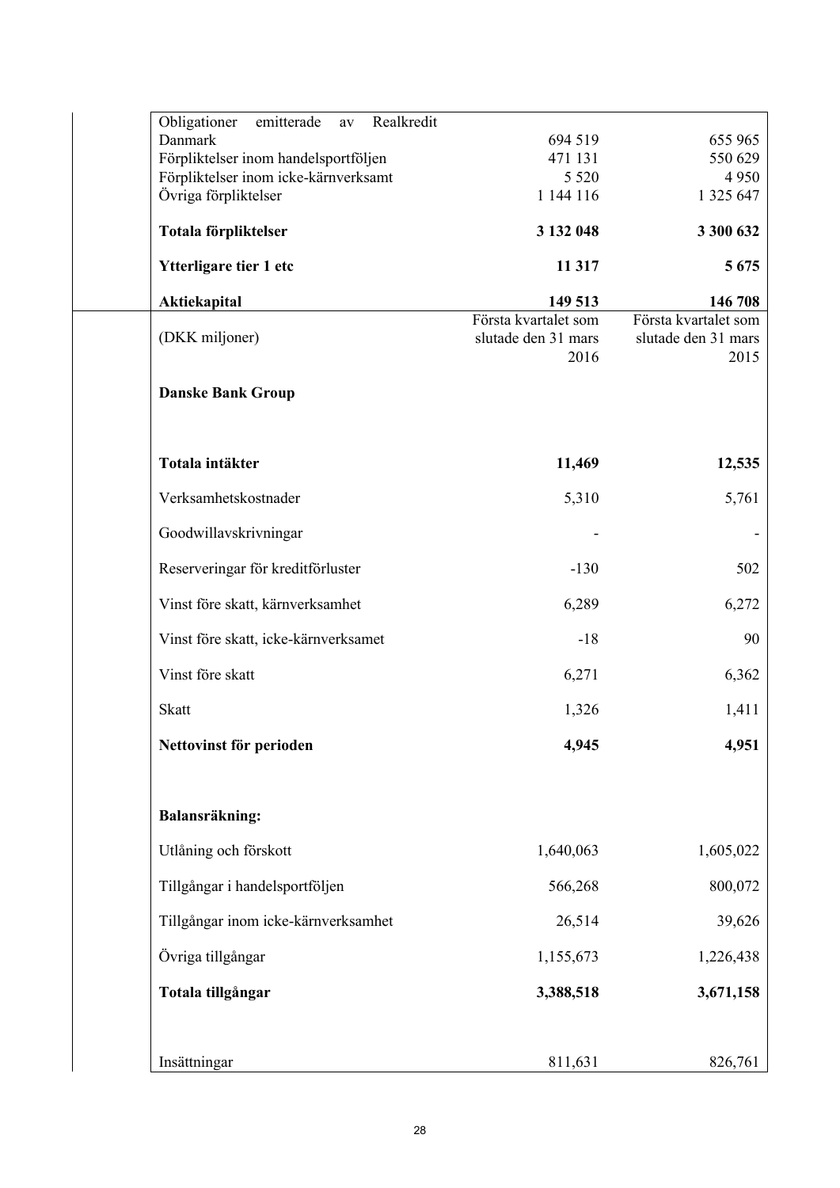| | | |
|---|---|---|
| Obligationer emitterade av Realkredit Danmark | 694 519 | 655 965 |
| Förpliktelser inom handelsportföljen | 471 131 | 550 629 |
| Förpliktelser inom icke-kärnverksamt | 5 520 | 4 950 |
| Övriga förpliktelser | 1 144 116 | 1 325 647 |
| **Totala förpliktelser** | **3 132 048** | **3 300 632** |
| **Ytterligare tier 1 etc** | **11 317** | **5 675** |
| **Aktiekapital** | **149 513** | **146 708** |

| (DKK miljoner) | Första kvartalet som slutade den 31 mars 2016 | Första kvartalet som slutade den 31 mars 2015 |
|---|---|---|
| **Danske Bank Group** | | |
| **Totala intäkter** | **11,469** | **12,535** |
| Verksamhetskostnader | 5,310 | 5,761 |
| Goodwillavskrivningar | - | - |
| Reserveringar för kreditförluster | -130 | 502 |
| Vinst före skatt, kärnverksamhet | 6,289 | 6,272 |
| Vinst före skatt, icke-kärnverksamet | -18 | 90 |
| Vinst före skatt | 6,271 | 6,362 |
| Skatt | 1,326 | 1,411 |
| **Nettovinst för perioden** | **4,945** | **4,951** |
| **Balansräkning:** | | |
| Utlåning och förskott | 1,640,063 | 1,605,022 |
| Tillgångar i handelsportföljen | 566,268 | 800,072 |
| Tillgångar inom icke-kärnverksamhet | 26,514 | 39,626 |
| Övriga tillgångar | 1,155,673 | 1,226,438 |
| **Totala tillgångar** | **3,388,518** | **3,671,158** |
| Insättningar | 811,631 | 826,761 |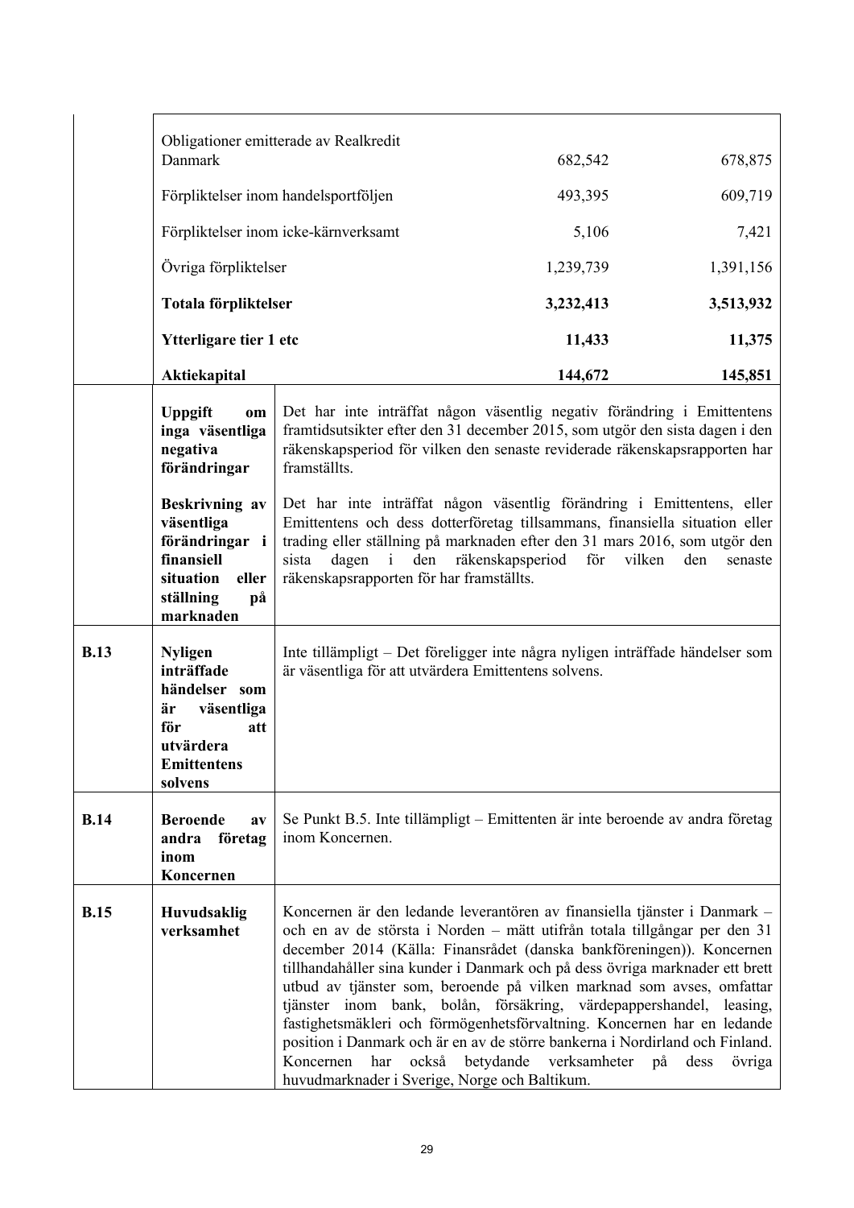| | | | |
|---|---|---|---|
| Obligationer emitterade av Realkredit Danmark | | 682,542 | 678,875 |
| Förpliktelser inom handelsportföljen | | 493,395 | 609,719 |
| Förpliktelser inom icke-kärnverksamt | | 5,106 | 7,421 |
| Övriga förpliktelser | | 1,239,739 | 1,391,156 |
| **Totala förpliktelser** | | **3,232,413** | **3,513,932** |
| **Ytterligare tier 1 etc** | | **11,433** | **11,375** |
| **Aktiekapital** | | **144,672** | **145,851** |

| | | |
|---|---|---|
| | **Uppgift om inga väsentliga negativa förändringar** | Det har inte inträffat någon väsentlig negativ förändring i Emittentens framtidsutsikter efter den 31 december 2015, som utgör den sista dagen i den räkenskapsperiod för vilken den senaste reviderade räkenskapsrapporten har framställts. |
| | **Beskrivning av väsentliga förändringar i finansiell situation eller ställning på marknaden** | Det har inte inträffat någon väsentlig förändring i Emittentens, eller Emittentens och dess dotterföretag tillsammans, finansiella situation eller trading eller ställning på marknaden efter den 31 mars 2016, som utgör den sista dagen i den räkenskapsperiod för vilken den senaste räkenskapsrapporten för har framställts. |
| **B.13** | **Nyligen inträffade händelser som är väsentliga för att utvärdera Emittentens solvens** | Inte tillämpligt – Det föreligger inte några nyligen inträffade händelser som är väsentliga för att utvärdera Emittentens solvens. |
| **B.14** | **Beroende av andra företag inom Koncernen** | Se Punkt B.5. Inte tillämpligt – Emittenten är inte beroende av andra företag inom Koncernen. |
| **B.15** | **Huvudsaklig verksamhet** | Koncernen är den ledande leverantören av finansiella tjänster i Danmark – och en av de största i Norden – mätt utifrån totala tillgångar per den 31 december 2014 (Källa: Finansrådet (danska bankföreningen)). Koncernen tillhandahåller sina kunder i Danmark och på dess övriga marknader ett brett utbud av tjänster som, beroende på vilken marknad som avses, omfattar tjänster inom bank, bolån, försäkring, värdepappershandel, leasing, fastighetsmäkleri och förmögenhetsförvaltning. Koncernen har en ledande position i Danmark och är en av de större bankerna i Nordirland och Finland. Koncernen har också betydande verksamheter på dess övriga huvudmarknader i Sverige, Norge och Baltikum. |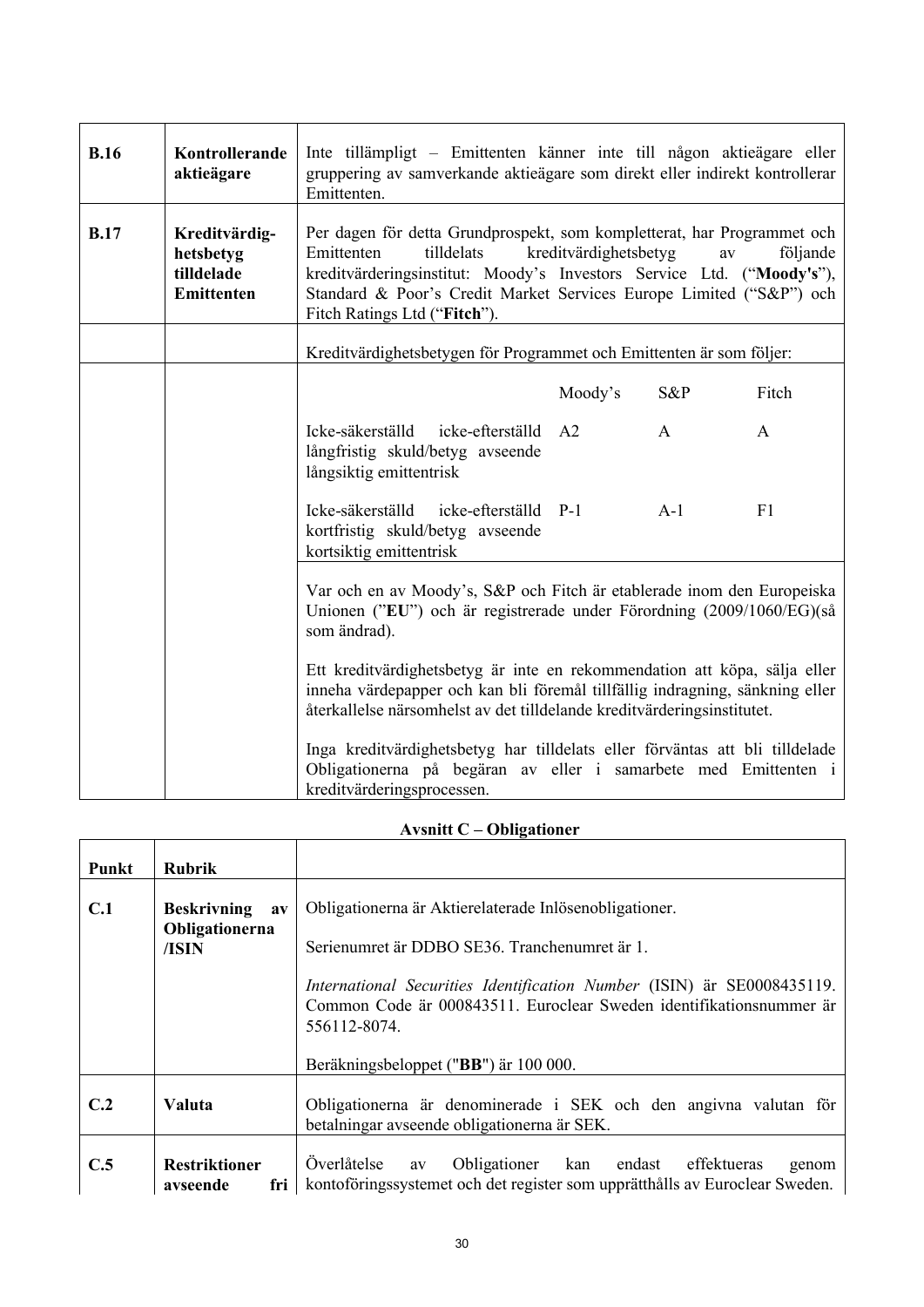| | | |
|---|---|---|
| **B.16** | **Kontrollerande aktieägare** | Inte tillämpligt – Emittenten känner inte till någon aktieägare eller gruppering av samverkande aktieägare som direkt eller indirekt kontrollerar Emittenten. |
| **B.17** | **Kreditvärdig-hetsbetyg tilldelade Emittenten** | Per dagen för detta Grundprospekt, som kompletterat, har Programmet och Emittenten tilldelats kreditvärdighetsbetyg av följande kreditvärderingsinstitut: Moody's Investors Service Ltd. ("**Moody's**"), Standard & Poor's Credit Market Services Europe Limited ("S&P") och Fitch Ratings Ltd ("**Fitch**"). |
| | | Kreditvärdighetsbetygen för Programmet och Emittenten är som följer: |

| | Moody's | S&P | Fitch |
|---|---|---|---|
| Icke-säkerställd icke-efterställd långfristig skuld/betyg avseende långsiktig emittentrisk | A2 | A | A |
| Icke-säkerställd icke-efterställd kortfristig skuld/betyg avseende kortsiktig emittentrisk | P-1 | A-1 | F1 |

Var och en av Moody's, S&P och Fitch är etablerade inom den Europeiska Unionen ("**EU**") och är registrerade under Förordning (2009/1060/EG)(så som ändrad).

Ett kreditvärdighetsbetyg är inte en rekommendation att köpa, sälja eller inneha värdepapper och kan bli föremål tillfällig indragning, sänkning eller återkallelse närsomhelst av det tilldelande kreditvärderingsinstitutet.

Inga kreditvärdighetsbetyg har tilldelats eller förväntas att bli tilldelade Obligationerna på begäran av eller i samarbete med Emittenten i kreditvärderingsprocessen.

**Avsnitt C – Obligationer**

| **Punkt** | **Rubrik** | |
|---|---|---|
| **C.1** | **Beskrivning av Obligationerna /ISIN** | Obligationerna är Aktierelaterade Inlösenobligationer.<br><br>Serienumret är DDBO SE36. Tranchenumret är 1.<br><br>*International Securities Identification Number* (ISIN) är SE0008435119. Common Code är 000843511. Euroclear Sweden identifikationsnummer är 556112-8074.<br><br>Beräkningsbeloppet ("**BB**") är 100 000. |
| **C.2** | **Valuta** | Obligationerna är denominerade i SEK och den angivna valutan för betalningar avseende obligationerna är SEK. |
| **C.5** | **Restriktioner avseende fri** | Överlåtelse av Obligationer kan endast effektueras genom kontoföringssystemet och det register som upprätthålls av Euroclear Sweden. |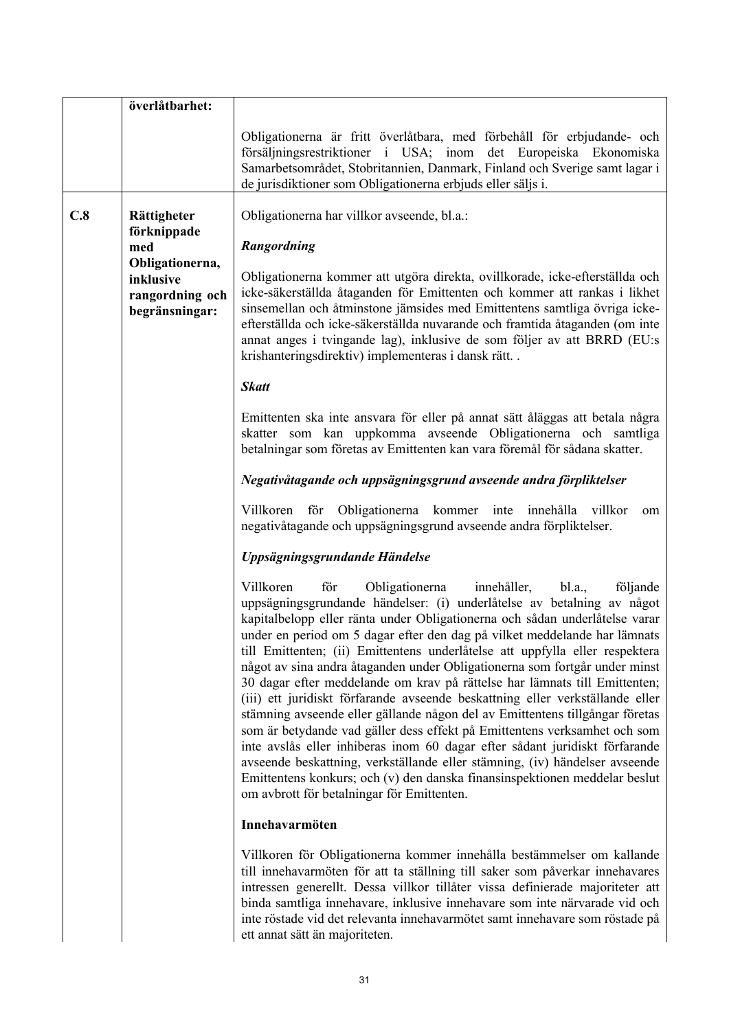| | | |
|---|---|---|
| | **överlåtbarhet:** | Obligationerna är fritt överlåtbara, med förbehåll för erbjudande- och försäljningsrestriktioner i USA; inom det Europeiska Ekonomiska Samarbetsområdet, Stobritannien, Danmark, Finland och Sverige samt lagar i de jurisdiktioner som Obligationerna erbjuds eller säljs i. |
| **C.8** | **Rättigheter förknippade med Obligationerna, inklusive rangordning och begränsningar:** | Obligationerna har villkor avseende, bl.a.:<br><br>***Rangordning***<br><br>Obligationerna kommer att utgöra direkta, ovillkorade, icke-efterställda och icke-säkerställda åtaganden för Emittenten och kommer att rankas i likhet sinsemellan och åtminstone jämsides med Emittentens samtliga övriga icke-efterställda och icke-säkerställda nuvarande och framtida åtaganden (om inte annat anges i tvingande lag), inklusive de som följer av att BRRD (EU:s krishanteringsdirektiv) implementeras i dansk rätt. .<br><br>***Skatt***<br><br>Emittenten ska inte ansvara för eller på annat sätt åläggas att betala några skatter som kan uppkomma avseende Obligationerna och samtliga betalningar som företas av Emittenten kan vara föremål för sådana skatter.<br><br>***Negativåtagande och uppsägningsgrund avseende andra förpliktelser***<br><br>Villkoren för Obligationerna kommer inte innehålla villkor om negativåtagande och uppsägningsgrund avseende andra förpliktelser.<br><br>***Uppsägningsgrundande Händelse***<br><br>Villkoren för Obligationerna innehåller, bl.a., följande uppsägningsgrundande händelser: (i) underlåtelse av betalning av något kapitalbelopp eller ränta under Obligationerna och sådan underlåtelse varar under en period om 5 dagar efter den dag på vilket meddelande har lämnats till Emittenten; (ii) Emittentens underlåtelse att uppfylla eller respektera något av sina andra åtaganden under Obligationerna som fortgår under minst 30 dagar efter meddelande om krav på rättelse har lämnats till Emittenten; (iii) ett juridiskt förfarande avseende beskattning eller verkställande eller stämning avseende eller gällande någon del av Emittentens tillgångar företas som är betydande vad gäller dess effekt på Emittentens verksamhet och som inte avslås eller inhiberas inom 60 dagar efter sådant juridiskt förfarande avseende beskattning, verkställande eller stämning, (iv) händelser avseende Emittentens konkurs; och (v) den danska finansinspektionen meddelar beslut om avbrott för betalningar för Emittenten.<br><br>**Innehavarmöten**<br><br>Villkoren för Obligationerna kommer innehålla bestämmelser om kallande till innehavarmöten för att ta ställning till saker som påverkar innehavares intressen generellt. Dessa villkor tillåter vissa definierade majoriteter att binda samtliga innehavare, inklusive innehavare som inte närvarade vid och inte röstade vid det relevanta innehavarmötet samt innehavare som röstade på ett annat sätt än majoriteten. |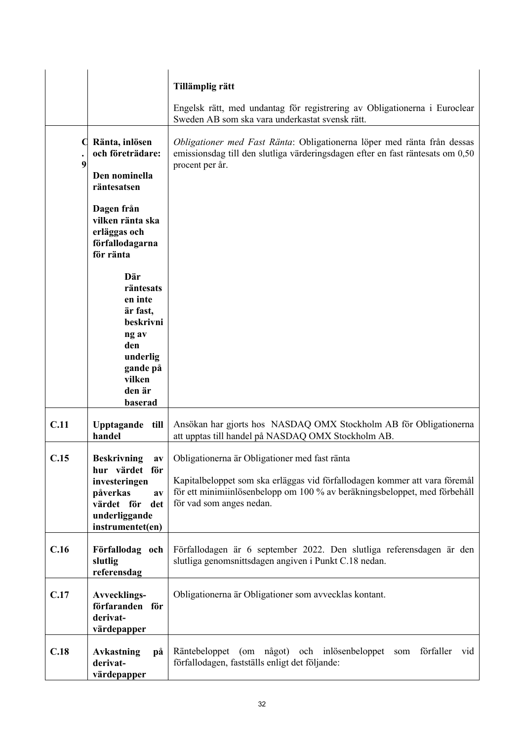| | | |
|---|---|---|
| | | **Tillämplig rätt**<br><br>Engelsk rätt, med undantag för registrering av Obligationerna i Euroclear Sweden AB som ska vara underkastat svensk rätt. |
| C.9 | **Ränta, inlösen och företrädare:**<br><br>**Den nominella räntesatsen**<br><br>**Dagen från vilken ränta ska erläggas och förfallodagarna för ränta**<br><br>**Där räntesatsen inte är fast, beskrivning av den underliggande på vilken den är baserad** | *Obligationer med Fast Ränta*: Obligationerna löper med ränta från dessas emissionsdag till den slutliga värderingsdagen efter en fast räntesats om 0,50 procent per år. |
| C.11 | **Upptagande till handel** | Ansökan har gjorts hos NASDAQ OMX Stockholm AB för Obligationerna att upptas till handel på NASDAQ OMX Stockholm AB. |
| C.15 | **Beskrivning av hur värdet för investeringen påverkas av värdet för det underliggande instrumentet(en)** | Obligationerna är Obligationer med fast ränta<br><br>Kapitalbeloppet som ska erläggas vid förfallodagen kommer att vara föremål för ett minimiinlösenbelopp om 100 % av beräkningsbeloppet, med förbehåll för vad som anges nedan. |
| C.16 | **Förfallodag och slutlig referensdag** | Förfallodagen är 6 september 2022. Den slutliga referensdagen är den slutliga genomsnittsdagen angiven i Punkt C.18 nedan. |
| C.17 | **Avvecklings-förfaranden för derivat-värdepapper** | Obligationerna är Obligationer som avvecklas kontant. |
| C.18 | **Avkastning på derivat-värdepapper** | Räntebeloppet (om något) och inlösenbeloppet som förfaller vid förfallodagen, fastställs enligt det följande: |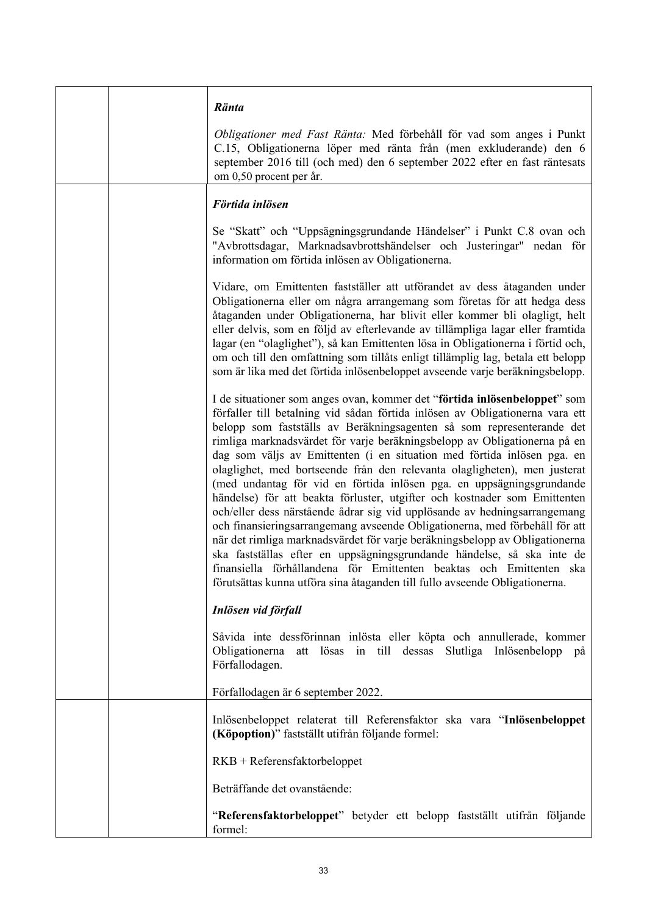| | | ***Ränta***<br><br>*Obligationer med Fast Ränta:* Med förbehåll för vad som anges i Punkt C.15, Obligationerna löper med ränta från (men exkluderande) den 6 september 2016 till (och med) den 6 september 2022 efter en fast räntesats om 0,50 procent per år. |
|---|---|---|
| | | ***Förtida inlösen***<br><br>Se "Skatt" och "Uppsägningsgrundande Händelser" i Punkt C.8 ovan och "Avbrottsdagar, Marknadsavbrottshändelser och Justeringar" nedan för information om förtida inlösen av Obligationerna.<br><br>Vidare, om Emittenten fastställer att utförandet av dess åtaganden under Obligationerna eller om några arrangemang som företas för att hedga dess åtaganden under Obligationerna, har blivit eller kommer bli olagligt, helt eller delvis, som en följd av efterlevande av tillämpliga lagar eller framtida lagar (en "olaglighet"), så kan Emittenten lösa in Obligationerna i förtid och, om och till den omfattning som tillåts enligt tillämplig lag, betala ett belopp som är lika med det förtida inlösenbeloppet avseende varje beräkningsbelopp.<br><br>I de situationer som anges ovan, kommer det "**förtida inlösenbeloppet**" som förfaller till betalning vid sådan förtida inlösen av Obligationerna vara ett belopp som fastställs av Beräkningsagenten så som representerande det rimliga marknadsvärdet för varje beräkningsbelopp av Obligationerna på en dag som väljs av Emittenten (i en situation med förtida inlösen pga. en olaglighet, med bortseende från den relevanta olagligheten), men justerat (med undantag för vid en förtida inlösen pga. en uppsägningsgrundande händelse) för att beakta förluster, utgifter och kostnader som Emittenten och/eller dess närstående ådrar sig vid upplösande av hedningsarrangemang och finansieringsarrangemang avseende Obligationerna, med förbehåll för att när det rimliga marknadsvärdet för varje beräkningsbelopp av Obligationerna ska fastställas efter en uppsägningsgrundande händelse, så ska inte de finansiella förhållandena för Emittenten beaktas och Emittenten ska förutsättas kunna utföra sina åtaganden till fullo avseende Obligationerna.<br><br>***Inlösen vid förfall***<br><br>Såvida inte dessförinnan inlösta eller köpta och annullerade, kommer Obligationerna att lösas in till dessas Slutliga Inlösenbelopp på Förfallodagen.<br><br>Förfallodagen är 6 september 2022. |
| | | Inlösenbeloppet relaterat till Referensfaktor ska vara "**Inlösenbeloppet (Köpoption)**" fastställt utifrån följande formel:<br><br>RKB + Referensfaktorbeloppet<br><br>Beträffande det ovanstående:<br><br>"**Referensfaktorbeloppet**" betyder ett belopp fastställt utifrån följande formel: |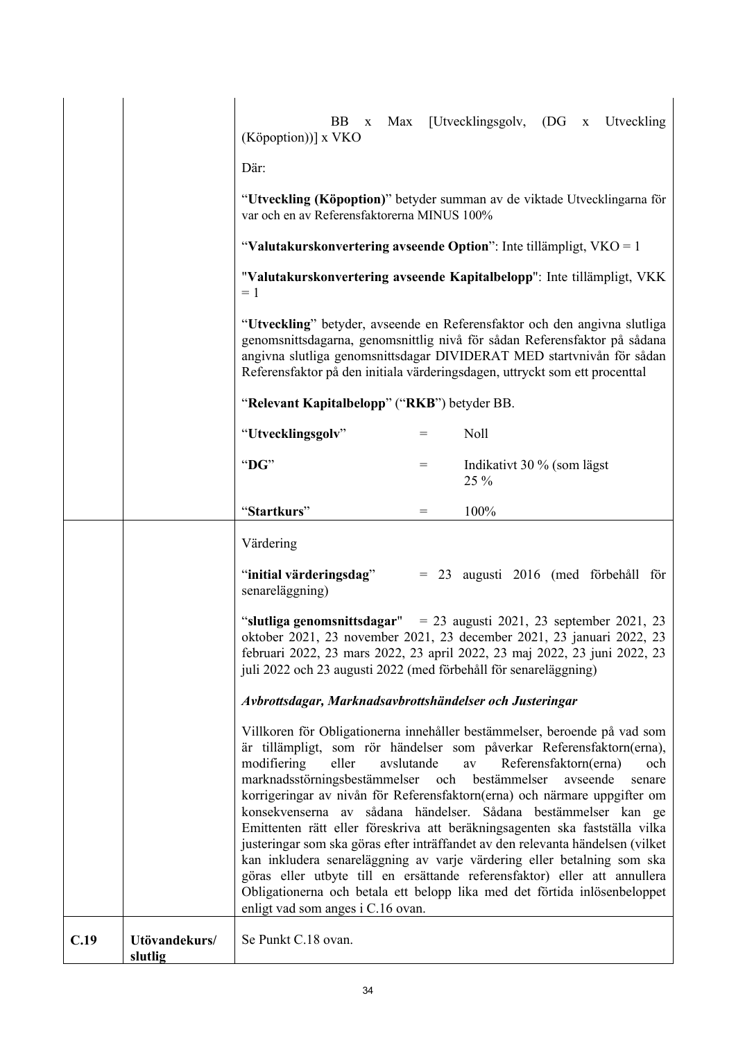| | | |
|---|---|---|
| | | BB x Max [Utvecklingsgolv, (DG x Utveckling (Köpoption))] x VKO<br><br>Där:<br><br>“**Utveckling (Köpoption)**” betyder summan av de viktade Utvecklingarna för var och en av Referensfaktorerna MINUS 100%<br><br>“**Valutakurskonvertering avseende Option**”: Inte tillämpligt, VKO = 1<br><br>"**Valutakurskonvertering avseende Kapitalbelopp**": Inte tillämpligt, VKK = 1<br><br>“**Utveckling**” betyder, avseende en Referensfaktor och den angivna slutliga genomsnittsdagarna, genomsnittlig nivå för sådan Referensfaktor på sådana angivna slutliga genomsnittsdagar DIVIDERAT MED startnivån för sådan Referensfaktor på den initiala värderingsdagen, uttryckt som ett procenttal<br><br>“**Relevant Kapitalbelopp**” (“**RKB**”) betyder BB.<br><br>“**Utvecklingsgolv**” = Noll<br><br>“**DG**” = Indikativt 30 % (som lägst 25 %<br><br>“**Startkurs**” = 100% |
| | | Värdering<br><br>“**initial värderingsdag**” = 23 augusti 2016 (med förbehåll för senareläggning)<br><br>“**slutliga genomsnittsdagar**" = 23 augusti 2021, 23 september 2021, 23 oktober 2021, 23 november 2021, 23 december 2021, 23 januari 2022, 23 februari 2022, 23 mars 2022, 23 april 2022, 23 maj 2022, 23 juni 2022, 23 juli 2022 och 23 augusti 2022 (med förbehåll för senareläggning)<br><br>***Avbrottsdagar, Marknadsavbrottshändelser och Justeringar***<br><br>Villkoren för Obligationerna innehåller bestämmelser, beroende på vad som är tillämpligt, som rör händelser som påverkar Referensfaktorn(erna), modifiering eller avslutande av Referensfaktorn(erna) och marknadsstörningsbestämmelser och bestämmelser avseende senare korrigeringar av nivån för Referensfaktorn(erna) och närmare uppgifter om konsekvenserna av sådana händelser. Sådana bestämmelser kan ge Emittenten rätt eller föreskriva att beräkningsagenten ska fastställa vilka justeringar som ska göras efter inträffandet av den relevanta händelsen (vilket kan inkludera senareläggning av varje värdering eller betalning som ska göras eller utbyte till en ersättande referensfaktor) eller att annullera Obligationerna och betala ett belopp lika med det förtida inlösenbeloppet enligt vad som anges i C.16 ovan. |
| **C.19** | **Utövandekurs/ slutlig** | Se Punkt C.18 ovan. |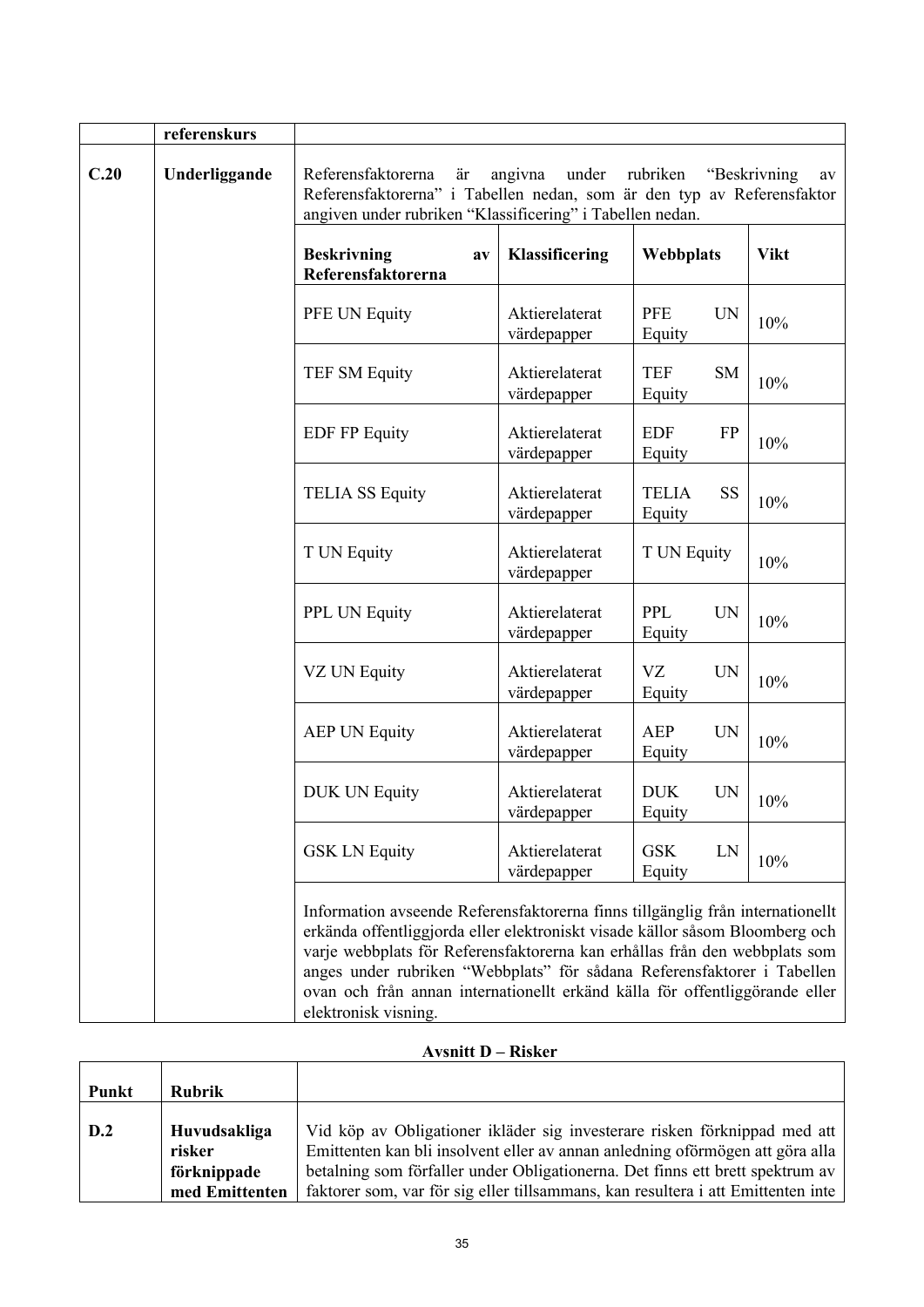| | referenskurs | | | | |
|---|---|---|---|---|---|
| **C.20** | **Underliggande** | Referensfaktorerna är angivna under rubriken "Beskrivning av Referensfaktorerna" i Tabellen nedan, som är den typ av Referensfaktor angiven under rubriken "Klassificering" i Tabellen nedan. | | | |
| | | **Beskrivning av Referensfaktorerna** | **Klassificering** | **Webbplats** | **Vikt** |
| | | PFE UN Equity | Aktierelaterat värdepapper | PFE UN Equity | 10% |
| | | TEF SM Equity | Aktierelaterat värdepapper | TEF SM Equity | 10% |
| | | EDF FP Equity | Aktierelaterat värdepapper | EDF FP Equity | 10% |
| | | TELIA SS Equity | Aktierelaterat värdepapper | TELIA SS Equity | 10% |
| | | T UN Equity | Aktierelaterat värdepapper | T UN Equity | 10% |
| | | PPL UN Equity | Aktierelaterat värdepapper | PPL UN Equity | 10% |
| | | VZ UN Equity | Aktierelaterat värdepapper | VZ UN Equity | 10% |
| | | AEP UN Equity | Aktierelaterat värdepapper | AEP UN Equity | 10% |
| | | DUK UN Equity | Aktierelaterat värdepapper | DUK UN Equity | 10% |
| | | GSK LN Equity | Aktierelaterat värdepapper | GSK LN Equity | 10% |
| | | Information avseende Referensfaktorerna finns tillgänglig från internationellt erkända offentliggjorda eller elektroniskt visade källor såsom Bloomberg och varje webbplats för Referensfaktorerna kan erhållas från den webbplats som anges under rubriken "Webbplats" för sådana Referensfaktorer i Tabellen ovan och från annan internationellt erkänd källa för offentliggörande eller elektronisk visning. | | | |

**Avsnitt D – Risker**

| **Punkt** | **Rubrik** | |
|---|---|---|
| **D.2** | **Huvudsakliga risker förknippade med Emittenten** | Vid köp av Obligationer ikläder sig investerare risken förknippad med att Emittenten kan bli insolvent eller av annan anledning oförmögen att göra alla betalning som förfaller under Obligationerna. Det finns ett brett spektrum av faktorer som, var för sig eller tillsammans, kan resultera i att Emittenten inte |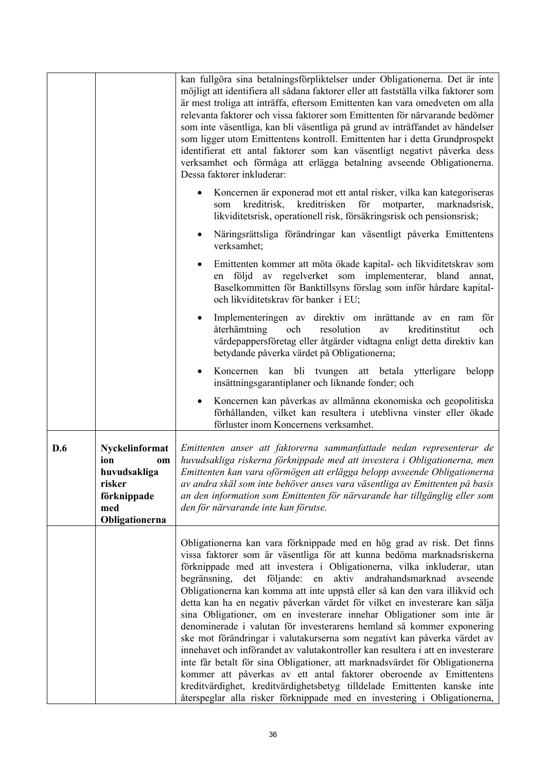| | | |
|---|---|---|
| | | kan fullgöra sina betalningsförpliktelser under Obligationerna. Det är inte möjligt att identifiera all sådana faktorer eller att fastställa vilka faktorer som är mest troliga att inträffa, eftersom Emittenten kan vara omedveten om alla relevanta faktorer och vissa faktorer som Emittenten för närvarande bedömer som inte väsentliga, kan bli väsentliga på grund av inträffandet av händelser som ligger utom Emittentens kontroll. Emittenten har i detta Grundprospekt identifierat ett antal faktorer som kan väsentligt negativt påverka dess verksamhet och förmåga att erlägga betalning avseende Obligationerna. Dessa faktorer inkluderar:<br><br>• Koncernen är exponerad mot ett antal risker, vilka kan kategoriseras som kreditrisk, kreditrisken för motparter, marknadsrisk, likviditetsrisk, operationell risk, försäkringsrisk och pensionsrisk;<br><br>• Näringsrättsliga förändringar kan väsentligt påverka Emittentens verksamhet;<br><br>• Emittenten kommer att möta ökade kapital- och likviditetskrav som en följd av regelverket som implementerar, bland annat, Baselkommitten för Banktillsyns förslag som inför hårdare kapital- och likviditetskrav för banker i EU;<br><br>• Implementeringen av direktiv om inrättande av en ram för återhämtning och resolution av kreditinstitut och värdepappersföretag eller åtgärder vidtagna enligt detta direktiv kan betydande påverka värdet på Obligationerna;<br><br>• Koncernen kan bli tvungen att betala ytterligare belopp insättningsgarantiplaner och liknande fonder; och<br><br>• Koncernen kan påverkas av allmänna ekonomiska och geopolitiska förhållanden, vilket kan resultera i uteblivna vinster eller ökade förluster inom Koncernens verksamhet. |
| **D.6** | **Nyckelinformation om huvudsakliga risker förknippade med Obligationerna** | *Emittenten anser att faktorerna sammanfattade nedan representerar de huvudsakliga riskerna förknippade med att investera i Obligationerna, men Emittenten kan vara oförmögen att erlägga belopp avseende Obligationerna av andra skäl som inte behöver anses vara väsentliga av Emittenten på basis an den information som Emittenten för närvarande har tillgänglig eller som den för närvarande inte kan förutse.* |
| | | Obligationerna kan vara förknippade med en hög grad av risk. Det finns vissa faktorer som är väsentliga för att kunna bedöma marknadsriskerna förknippade med att investera i Obligationerna, vilka inkluderar, utan begränsning, det följande: en aktiv andrahandsmarknad avseende Obligationerna kan komma att inte uppstå eller så kan den vara illikvid och detta kan ha en negativ påverkan värdet för vilket en investerare kan sälja sina Obligationer, om en investerare innehar Obligationer som inte är denominerade i valutan för investerarens hemland så kommer exponering ske mot förändringar i valutakurserna som negativt kan påverka värdet av innehavet och införandet av valutakontroller kan resultera i att en investerare inte får betalt för sina Obligationer, att marknadsvärdet för Obligationerna kommer att påverkas av ett antal faktorer oberoende av Emittentens kreditvärdighet, kreditvärdighetsbetyg tilldelade Emittenten kanske inte återspeglar alla risker förknippade med en investering i Obligationerna, |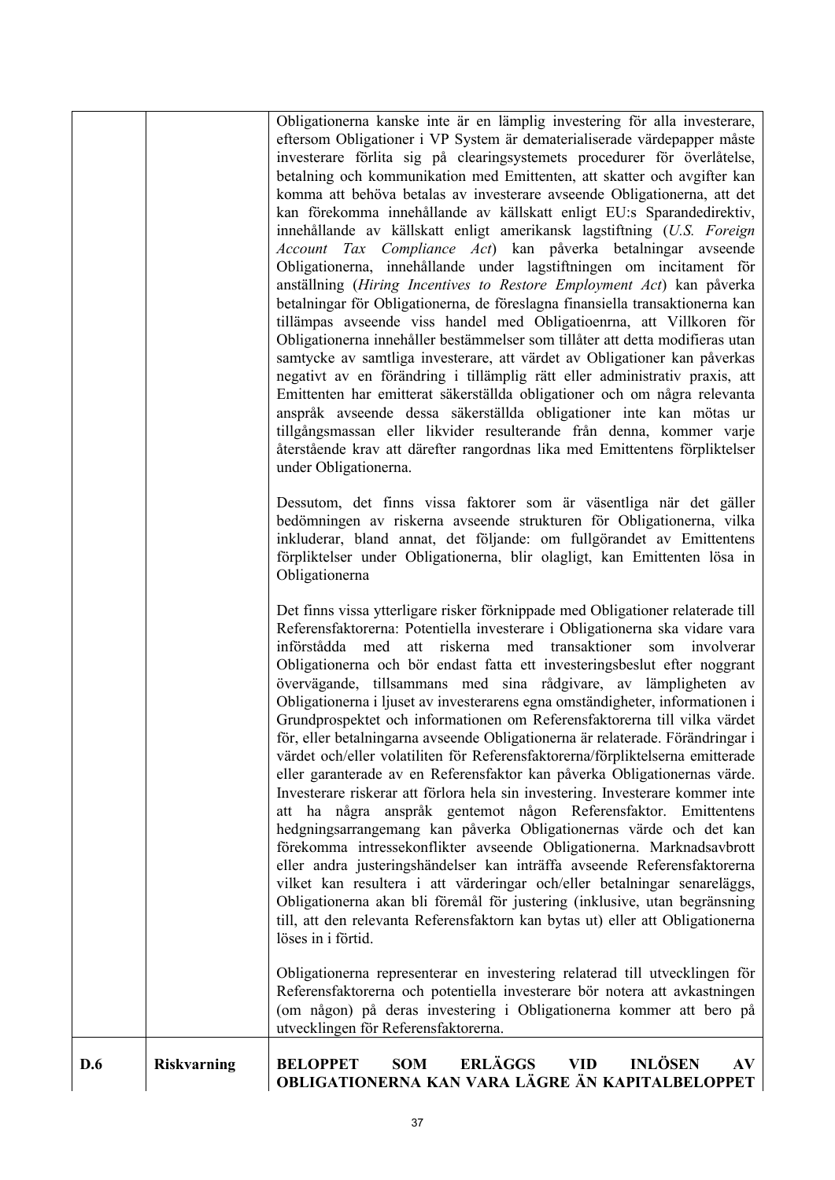| | | |
|---|---|---|
| | | Obligationerna kanske inte är en lämplig investering för alla investerare, eftersom Obligationer i VP System är dematerialiserade värdepapper måste investerare förlita sig på clearingsystemets procedurer för överlåtelse, betalning och kommunikation med Emittenten, att skatter och avgifter kan komma att behöva betalas av investerare avseende Obligationerna, att det kan förekomma innehållande av källskatt enligt EU:s Sparandedirektiv, innehållande av källskatt enligt amerikansk lagstiftning (*U.S. Foreign Account Tax Compliance Act*) kan påverka betalningar avseende Obligationerna, innehållande under lagstiftningen om incitament för anställning (*Hiring Incentives to Restore Employment Act*) kan påverka betalningar för Obligationerna, de föreslagna finansiella transaktionerna kan tillämpas avseende viss handel med Obligatioenrna, att Villkoren för Obligationerna innehåller bestämmelser som tillåter att detta modifieras utan samtycke av samtliga investerare, att värdet av Obligationer kan påverkas negativt av en förändring i tillämplig rätt eller administrativ praxis, att Emittenten har emitterat säkerställda obligationer och om några relevanta anspråk avseende dessa säkerställda obligationer inte kan mötas ur tillgångsmassan eller likvider resulterande från denna, kommer varje återstående krav att därefter rangordnas lika med Emittentens förpliktelser under Obligationerna.<br><br>Dessutom, det finns vissa faktorer som är väsentliga när det gäller bedömningen av riskerna avseende strukturen för Obligationerna, vilka inkluderar, bland annat, det följande: om fullgörandet av Emittentens förpliktelser under Obligationerna, blir olagligt, kan Emittenten lösa in Obligationerna<br><br>Det finns vissa ytterligare risker förknippade med Obligationer relaterade till Referensfaktorerna: Potentiella investerare i Obligationerna ska vidare vara införstådda med att riskerna med transaktioner som involverar Obligationerna och bör endast fatta ett investeringsbeslut efter noggrant övervägande, tillsammans med sina rådgivare, av lämpligheten av Obligationerna i ljuset av investerarens egna omständigheter, informationen i Grundprospektet och informationen om Referensfaktorerna till vilka värdet för, eller betalningarna avseende Obligationerna är relaterade. Förändringar i värdet och/eller volatiliten för Referensfaktorerna/förpliktelserna emitterade eller garanterade av en Referensfaktor kan påverka Obligationernas värde. Investerare riskerar att förlora hela sin investering. Investerare kommer inte att ha några anspråk gentemot någon Referensfaktor. Emittentens hedgningsarrangemang kan påverka Obligationernas värde och det kan förekomma intressekonflikter avseende Obligationerna. Marknadsavbrott eller andra justeringshändelser kan inträffa avseende Referensfaktorerna vilket kan resultera i att värderingar och/eller betalningar senareläggs, Obligationerna akan bli föremål för justering (inklusive, utan begränsning till, att den relevanta Referensfaktorn kan bytas ut) eller att Obligationerna löses in i förtid.<br><br>Obligationerna representerar en investering relaterad till utvecklingen för Referensfaktorerna och potentiella investerare bör notera att avkastningen (om någon) på deras investering i Obligationerna kommer att bero på utvecklingen för Referensfaktorerna. |
| **D.6** | **Riskvarning** | **BELOPPET SOM ERLÄGGS VID INLÖSEN AV OBLIGATIONERNA KAN VARA LÄGRE ÄN KAPITALBELOPPET** |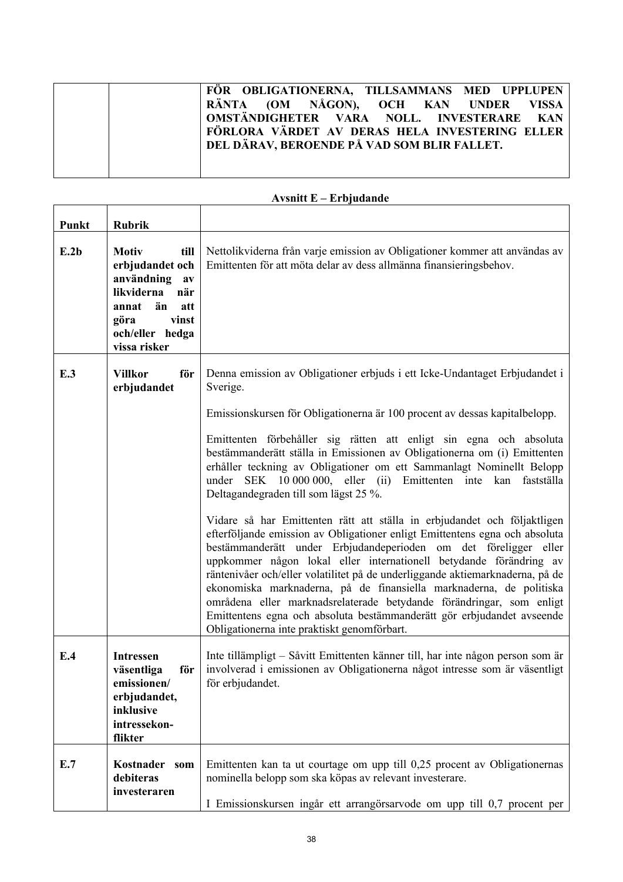| | | |
|---|---|---|
| | | **FÖR OBLIGATIONERNA, TILLSAMMANS MED UPPLUPEN RÄNTA (OM NÅGON), OCH KAN UNDER VISSA OMSTÄNDIGHETER VARA NOLL. INVESTERARE KAN FÖRLORA VÄRDET AV DERAS HELA INVESTERING ELLER DEL DÄRAV, BEROENDE PÅ VAD SOM BLIR FALLET.** |

**Avsnitt E – Erbjudande**

| **Punkt** | **Rubrik** | |
|---|---|---|
| **E.2b** | **Motiv till erbjudandet och användning av likviderna när annat än att göra vinst och/eller hedga vissa risker** | Nettolikviderna från varje emission av Obligationer kommer att användas av Emittenten för att möta delar av dess allmänna finansieringsbehov. |
| **E.3** | **Villkor för erbjudandet** | Denna emission av Obligationer erbjuds i ett Icke-Undantaget Erbjudandet i Sverige.<br><br>Emissionskursen för Obligationerna är 100 procent av dessas kapitalbelopp.<br><br>Emittenten förbehåller sig rätten att enligt sin egna och absoluta bestämmanderätt ställa in Emissionen av Obligationerna om (i) Emittenten erhåller teckning av Obligationer om ett Sammanlagt Nominellt Belopp under SEK 10 000 000, eller (ii) Emittenten inte kan fastställa Deltagandegraden till som lägst 25 %.<br><br>Vidare så har Emittenten rätt att ställa in erbjudandet och följaktligen efterföljande emission av Obligationer enligt Emittentens egna och absoluta bestämmanderätt under Erbjudandeperioden om det föreligger eller uppkommer någon lokal eller internationell betydande förändring av räntenivåer och/eller volatilitet på de underliggande aktiemarknaderna, på de ekonomiska marknaderna, på de finansiella marknaderna, de politiska områdena eller marknadsrelaterade betydande förändringar, som enligt Emittentens egna och absoluta bestämmanderätt gör erbjudandet avseende Obligationerna inte praktiskt genomförbart. |
| **E.4** | **Intressen väsentliga för emissionen/ erbjudandet, inklusive intressekon-flikter** | Inte tillämpligt – Såvitt Emittenten känner till, har inte någon person som är involverad i emissionen av Obligationerna något intresse som är väsentligt för erbjudandet. |
| **E.7** | **Kostnader som debiteras investeraren** | Emittenten kan ta ut courtage om upp till 0,25 procent av Obligationernas nominella belopp som ska köpas av relevant investerare.<br><br>I Emissionskursen ingår ett arrangörsarvode om upp till 0,7 procent per |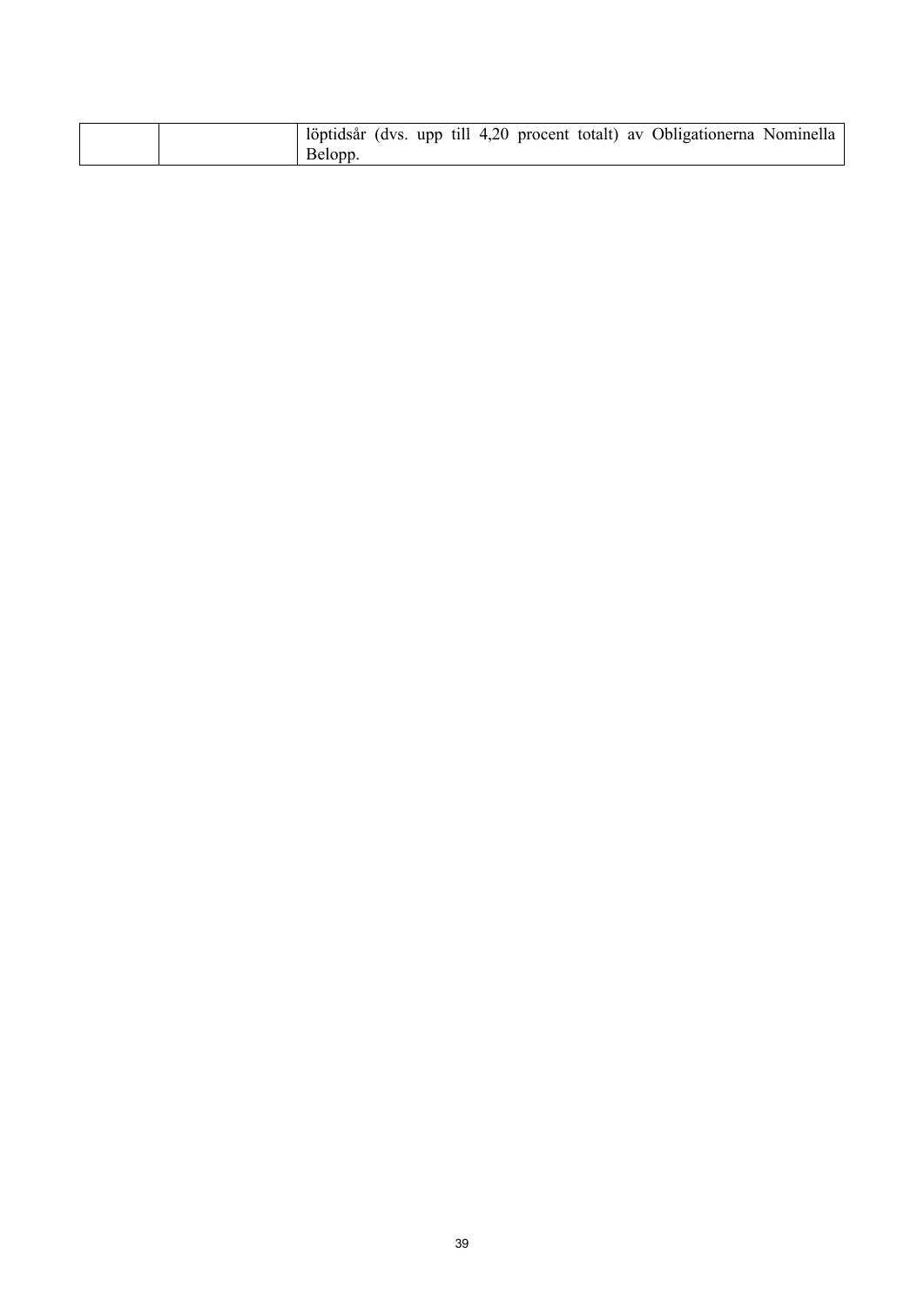| | | |
|---|---|---|
| | | löptidsår (dvs. upp till 4,20 procent totalt) av Obligationerna Nominella Belopp. |